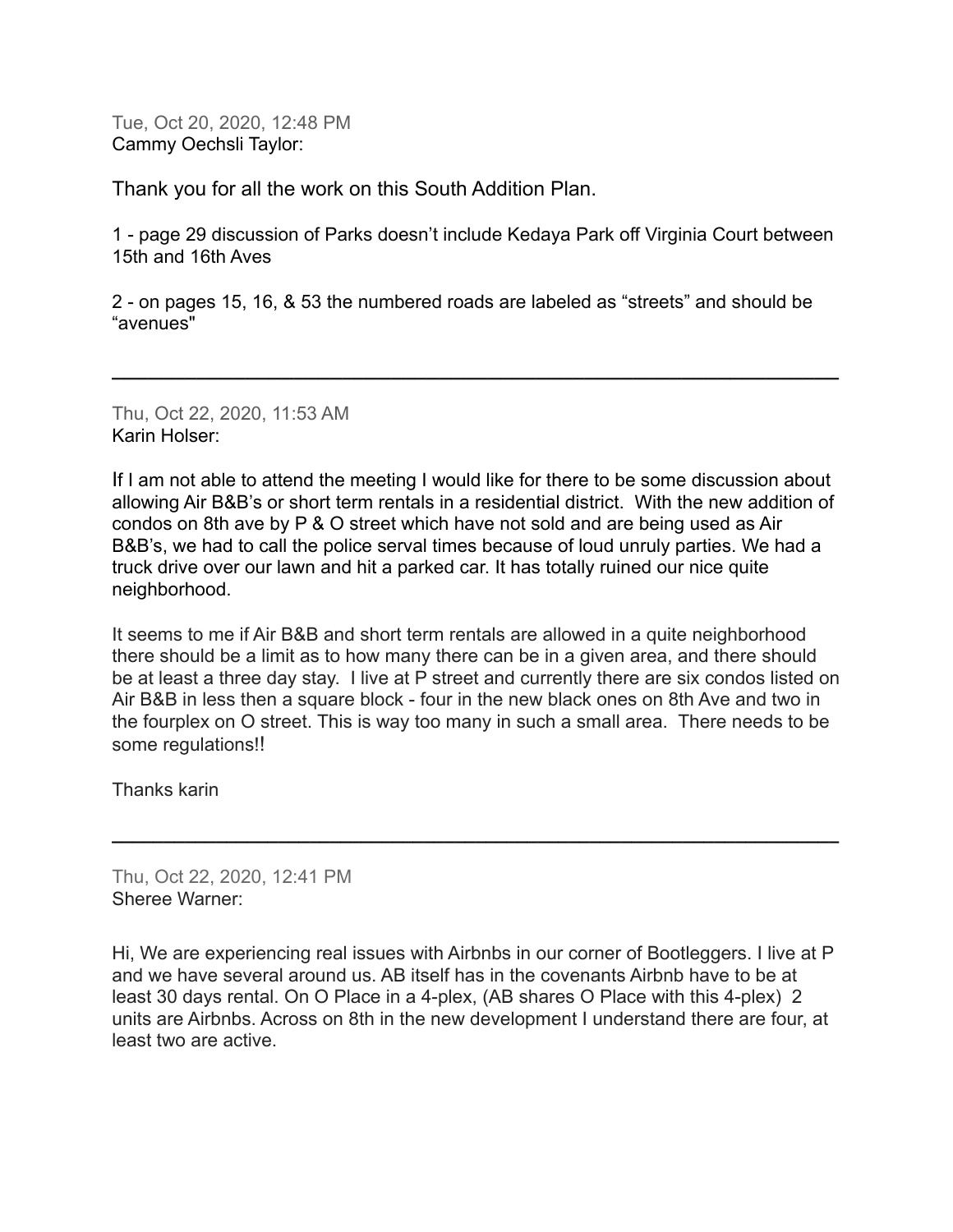Tue, Oct 20, 2020, 12:48 PM
Cammy Oechsli Taylor:

Thank you for all the work on this South Addition Plan.

1 - page 29 discussion of Parks doesn't include Kedaya Park off Virginia Court between 15th and 16th Aves

2 - on pages 15, 16, & 53 the numbered roads are labeled as "streets" and should be "avenues"

---

Thu, Oct 22, 2020, 11:53 AM
Karin Holser:

If I am not able to attend the meeting I would like for there to be some discussion about allowing Air B&B's or short term rentals in a residential district. With the new addition of condos on 8th ave by P & O street which have not sold and are being used as Air B&B's, we had to call the police serval times because of loud unruly parties. We had a truck drive over our lawn and hit a parked car. It has totally ruined our nice quite neighborhood.

It seems to me if Air B&B and short term rentals are allowed in a quite neighborhood there should be a limit as to how many there can be in a given area, and there should be at least a three day stay. I live at P street and currently there are six condos listed on Air B&B in less then a square block - four in the new black ones on 8th Ave and two in the fourplex on O street. This is way too many in such a small area. There needs to be some regulations!!

Thanks karin

---

Thu, Oct 22, 2020, 12:41 PM
Sheree Warner:

Hi, We are experiencing real issues with Airbnbs in our corner of Bootleggers. I live at P and we have several around us. AB itself has in the covenants Airbnb have to be at least 30 days rental. On O Place in a 4-plex, (AB shares O Place with this 4-plex) 2 units are Airbnbs. Across on 8th in the new development I understand there are four, at least two are active.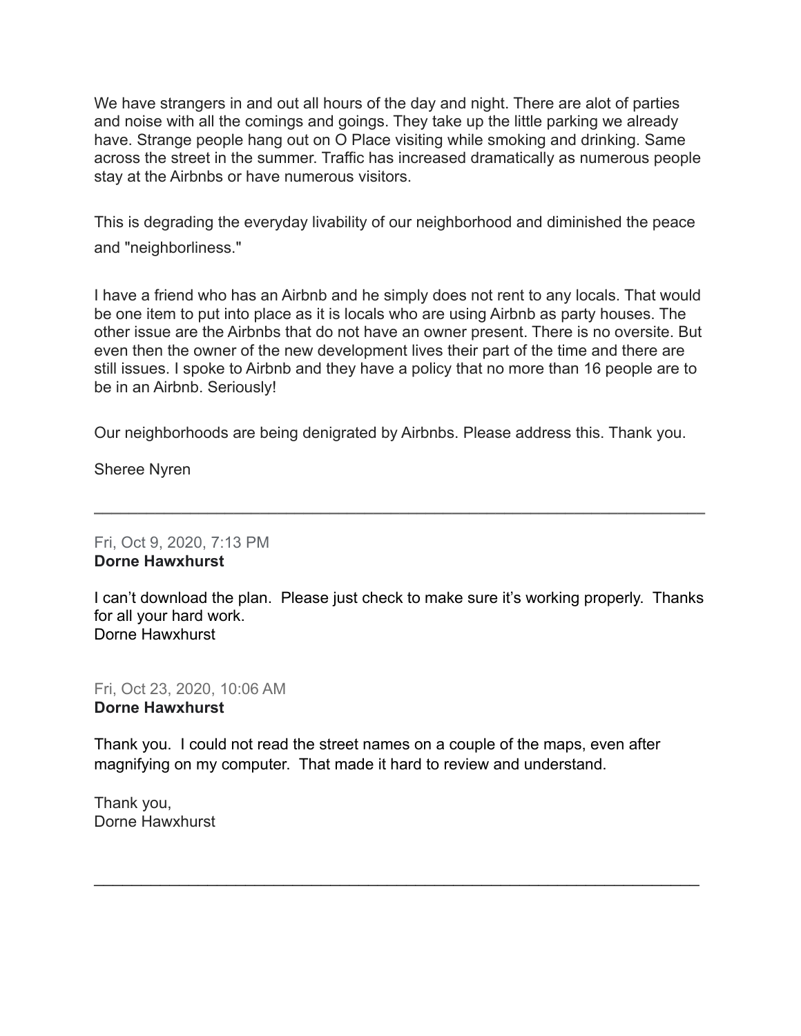We have strangers in and out all hours of the day and night. There are alot of parties and noise with all the comings and goings. They take up the little parking we already have. Strange people hang out on O Place visiting while smoking and drinking. Same across the street in the summer. Traffic has increased dramatically as numerous people stay at the Airbnbs or have numerous visitors.

This is degrading the everyday livability of our neighborhood and diminished the peace and "neighborliness."

I have a friend who has an Airbnb and he simply does not rent to any locals. That would be one item to put into place as it is locals who are using Airbnb as party houses. The other issue are the Airbnbs that do not have an owner present. There is no oversite. But even then the owner of the new development lives their part of the time and there are still issues. I spoke to Airbnb and they have a policy that no more than 16 people are to be in an Airbnb. Seriously!

Our neighborhoods are being denigrated by Airbnbs. Please address this. Thank you.

Sheree Nyren

---

Fri, Oct 9, 2020, 7:13 PM
**Dorne Hawxhurst**

I can't download the plan. Please just check to make sure it's working properly. Thanks for all your hard work.
Dorne Hawxhurst

Fri, Oct 23, 2020, 10:06 AM
**Dorne Hawxhurst**

Thank you. I could not read the street names on a couple of the maps, even after magnifying on my computer. That made it hard to review and understand.

Thank you,
Dorne Hawxhurst

---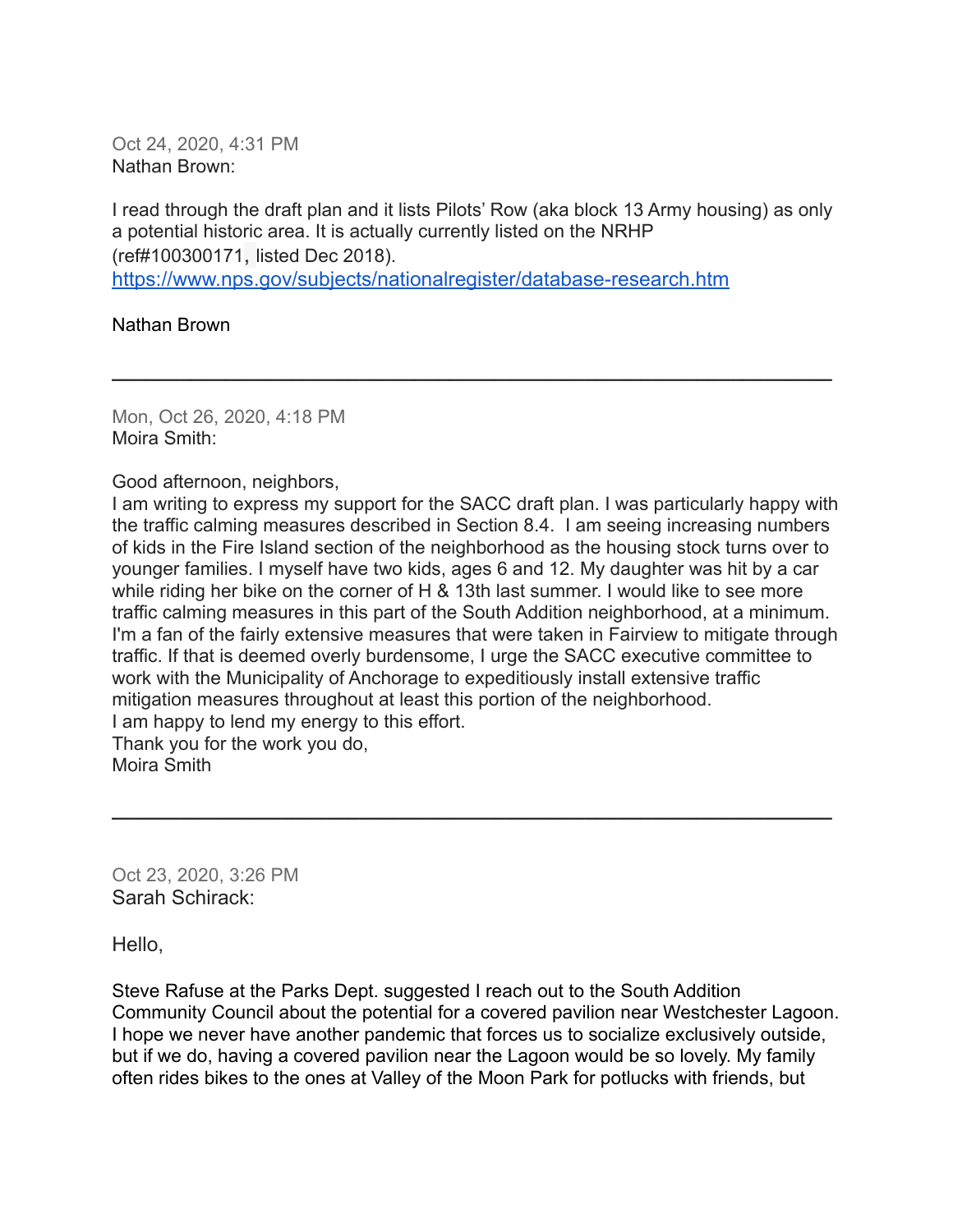Oct 24, 2020, 4:31 PM
Nathan Brown:

I read through the draft plan and it lists Pilots' Row (aka block 13 Army housing) as only a potential historic area. It is actually currently listed on the NRHP (ref#100300171, listed Dec 2018).
https://www.nps.gov/subjects/nationalregister/database-research.htm

Nathan Brown

---

Mon, Oct 26, 2020, 4:18 PM
Moira Smith:

Good afternoon, neighbors,
I am writing to express my support for the SACC draft plan. I was particularly happy with the traffic calming measures described in Section 8.4. I am seeing increasing numbers of kids in the Fire Island section of the neighborhood as the housing stock turns over to younger families. I myself have two kids, ages 6 and 12. My daughter was hit by a car while riding her bike on the corner of H & 13th last summer. I would like to see more traffic calming measures in this part of the South Addition neighborhood, at a minimum. I'm a fan of the fairly extensive measures that were taken in Fairview to mitigate through traffic. If that is deemed overly burdensome, I urge the SACC executive committee to work with the Municipality of Anchorage to expeditiously install extensive traffic mitigation measures throughout at least this portion of the neighborhood.
I am happy to lend my energy to this effort.
Thank you for the work you do,
Moira Smith

---

Oct 23, 2020, 3:26 PM
Sarah Schirack:

Hello,

Steve Rafuse at the Parks Dept. suggested I reach out to the South Addition Community Council about the potential for a covered pavilion near Westchester Lagoon. I hope we never have another pandemic that forces us to socialize exclusively outside, but if we do, having a covered pavilion near the Lagoon would be so lovely. My family often rides bikes to the ones at Valley of the Moon Park for potlucks with friends, but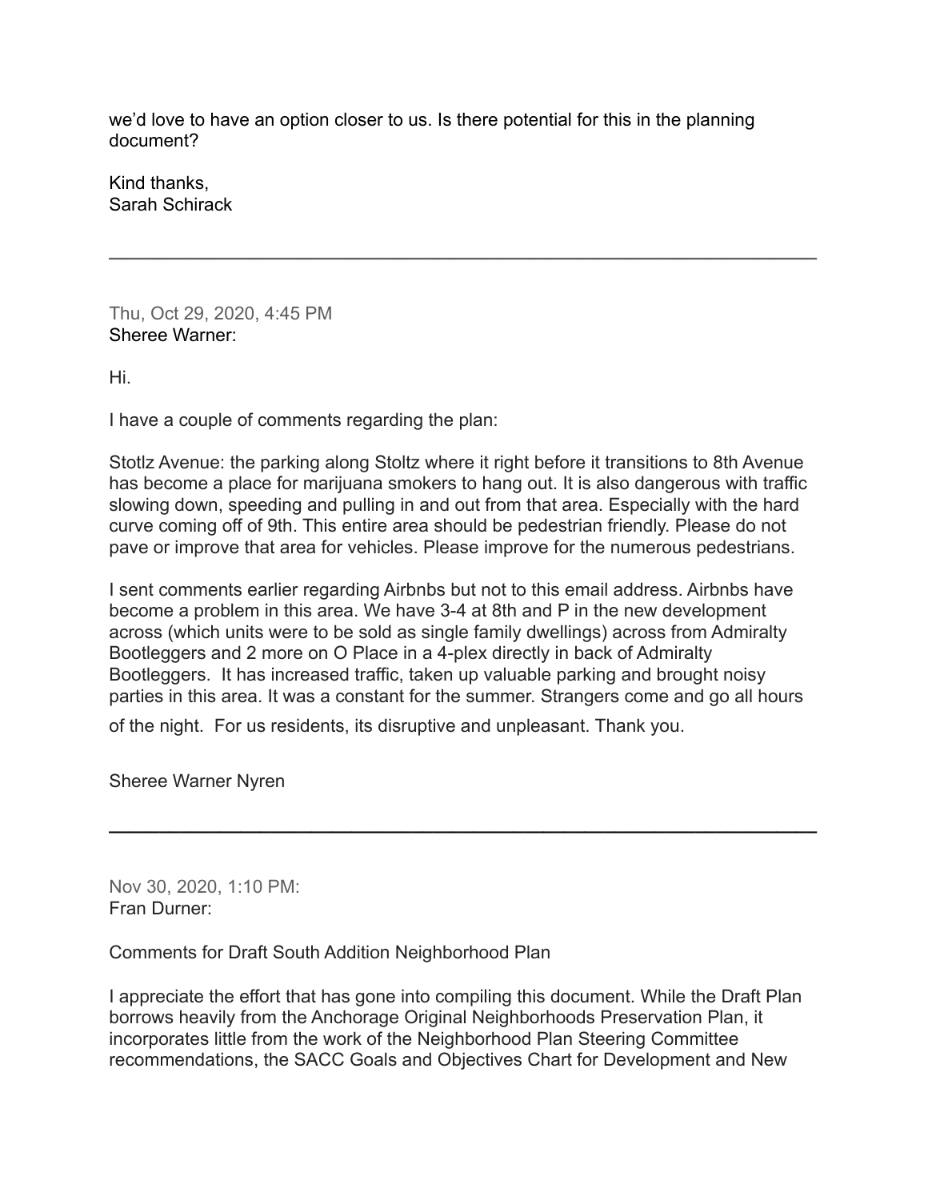we'd love to have an option closer to us. Is there potential for this in the planning document?

Kind thanks,
Sarah Schirack

---

Thu, Oct 29, 2020, 4:45 PM
Sheree Warner:

Hi.

I have a couple of comments regarding the plan:

Stotlz Avenue: the parking along Stoltz where it right before it transitions to 8th Avenue has become a place for marijuana smokers to hang out. It is also dangerous with traffic slowing down, speeding and pulling in and out from that area. Especially with the hard curve coming off of 9th. This entire area should be pedestrian friendly. Please do not pave or improve that area for vehicles. Please improve for the numerous pedestrians.

I sent comments earlier regarding Airbnbs but not to this email address. Airbnbs have become a problem in this area. We have 3-4 at 8th and P in the new development across (which units were to be sold as single family dwellings) across from Admiralty Bootleggers and 2 more on O Place in a 4-plex directly in back of Admiralty Bootleggers. It has increased traffic, taken up valuable parking and brought noisy parties in this area. It was a constant for the summer. Strangers come and go all hours of the night. For us residents, its disruptive and unpleasant. Thank you.

Sheree Warner Nyren

---

Nov 30, 2020, 1:10 PM:
Fran Durner:

Comments for Draft South Addition Neighborhood Plan

I appreciate the effort that has gone into compiling this document. While the Draft Plan borrows heavily from the Anchorage Original Neighborhoods Preservation Plan, it incorporates little from the work of the Neighborhood Plan Steering Committee recommendations, the SACC Goals and Objectives Chart for Development and New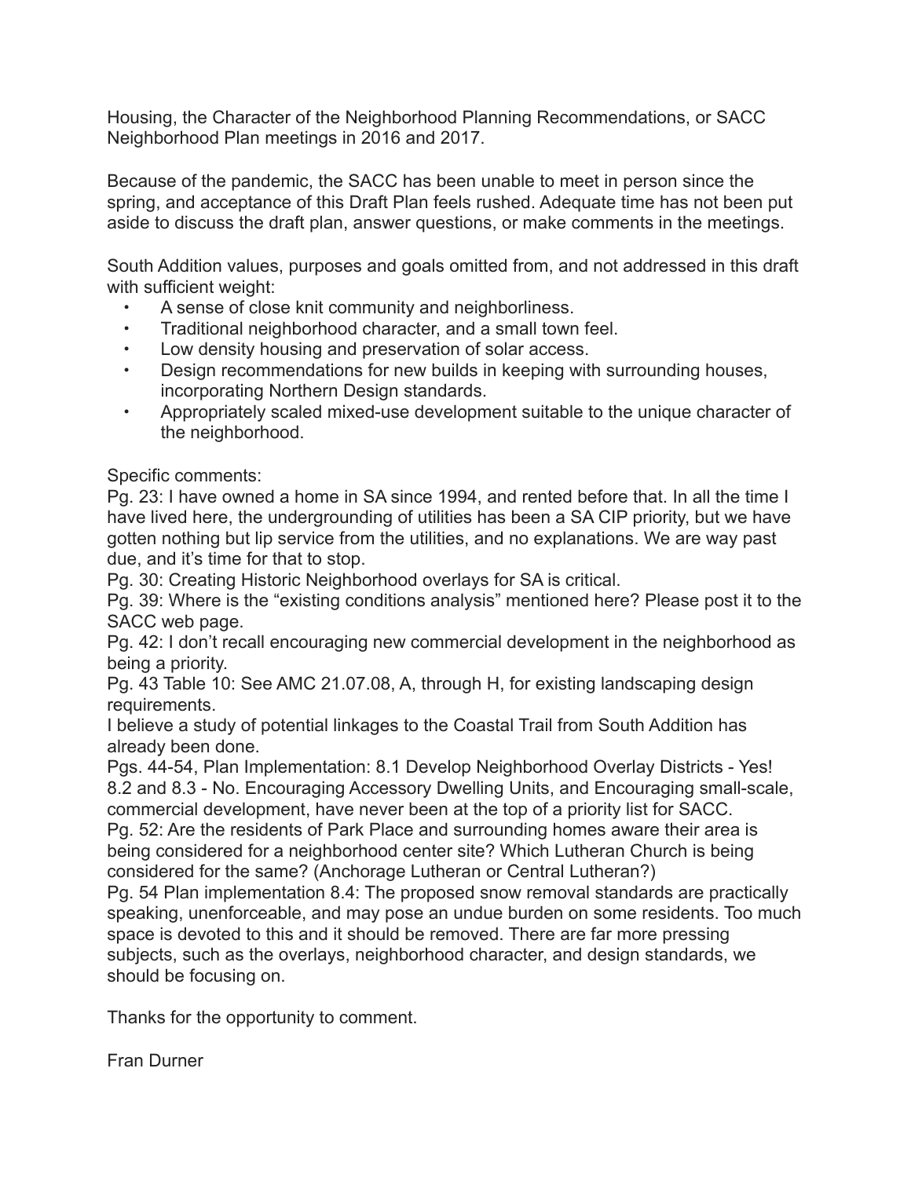Housing, the Character of the Neighborhood Planning Recommendations, or SACC Neighborhood Plan meetings in 2016 and 2017.

Because of the pandemic, the SACC has been unable to meet in person since the spring, and acceptance of this Draft Plan feels rushed. Adequate time has not been put aside to discuss the draft plan, answer questions, or make comments in the meetings.

South Addition values, purposes and goals omitted from, and not addressed in this draft with sufficient weight:

- A sense of close knit community and neighborliness.
- Traditional neighborhood character, and a small town feel.
- Low density housing and preservation of solar access.
- Design recommendations for new builds in keeping with surrounding houses, incorporating Northern Design standards.
- Appropriately scaled mixed-use development suitable to the unique character of the neighborhood.

Specific comments:

Pg. 23: I have owned a home in SA since 1994, and rented before that. In all the time I have lived here, the undergrounding of utilities has been a SA CIP priority, but we have gotten nothing but lip service from the utilities, and no explanations. We are way past due, and it's time for that to stop.

Pg. 30: Creating Historic Neighborhood overlays for SA is critical.

Pg. 39: Where is the "existing conditions analysis" mentioned here? Please post it to the SACC web page.

Pg. 42: I don't recall encouraging new commercial development in the neighborhood as being a priority.

Pg. 43 Table 10: See AMC 21.07.08, A, through H, for existing landscaping design requirements.

I believe a study of potential linkages to the Coastal Trail from South Addition has already been done.

Pgs. 44-54, Plan Implementation: 8.1 Develop Neighborhood Overlay Districts - Yes! 8.2 and 8.3 - No. Encouraging Accessory Dwelling Units, and Encouraging small-scale, commercial development, have never been at the top of a priority list for SACC.

Pg. 52: Are the residents of Park Place and surrounding homes aware their area is being considered for a neighborhood center site? Which Lutheran Church is being considered for the same? (Anchorage Lutheran or Central Lutheran?)

Pg. 54 Plan implementation 8.4: The proposed snow removal standards are practically speaking, unenforceable, and may pose an undue burden on some residents. Too much space is devoted to this and it should be removed. There are far more pressing subjects, such as the overlays, neighborhood character, and design standards, we should be focusing on.

Thanks for the opportunity to comment.

Fran Durner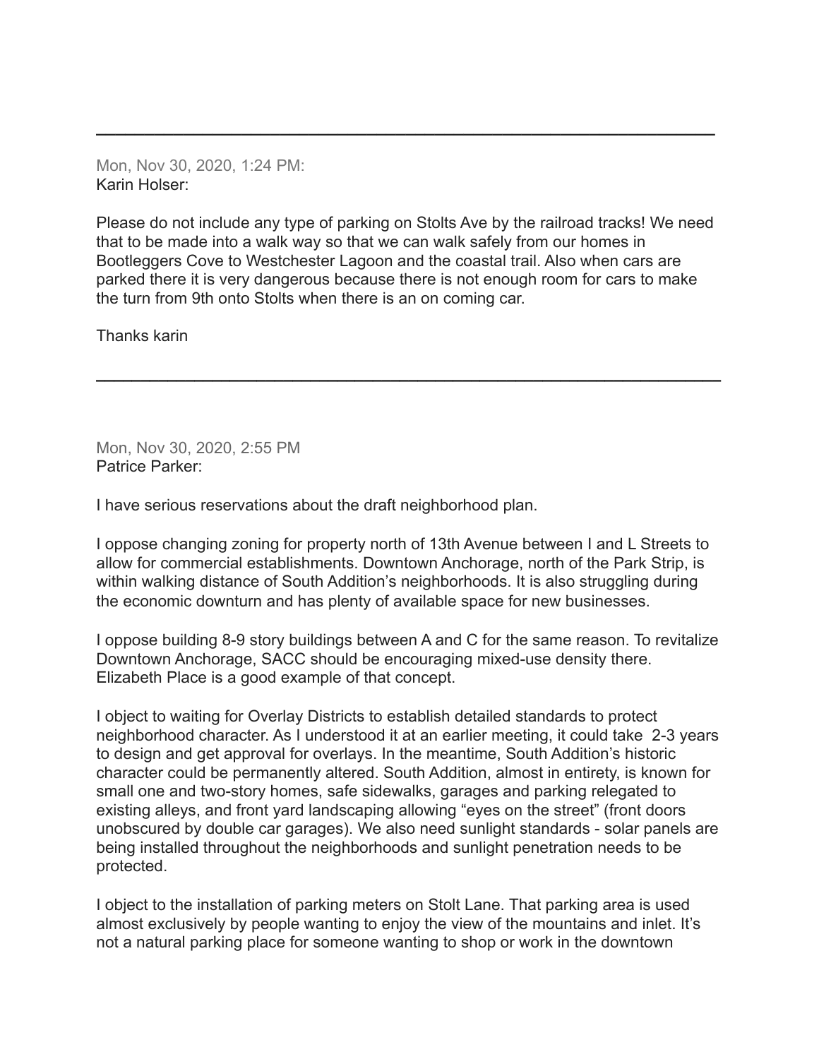---

Mon, Nov 30, 2020, 1:24 PM:
Karin Holser:

Please do not include any type of parking on Stolts Ave by the railroad tracks! We need that to be made into a walk way so that we can walk safely from our homes in Bootleggers Cove to Westchester Lagoon and the coastal trail. Also when cars are parked there it is very dangerous because there is not enough room for cars to make the turn from 9th onto Stolts when there is an on coming car.

Thanks karin

---

Mon, Nov 30, 2020, 2:55 PM
Patrice Parker:

I have serious reservations about the draft neighborhood plan.

I oppose changing zoning for property north of 13th Avenue between I and L Streets to allow for commercial establishments. Downtown Anchorage, north of the Park Strip, is within walking distance of South Addition's neighborhoods. It is also struggling during the economic downturn and has plenty of available space for new businesses.

I oppose building 8-9 story buildings between A and C for the same reason. To revitalize Downtown Anchorage, SACC should be encouraging mixed-use density there. Elizabeth Place is a good example of that concept.

I object to waiting for Overlay Districts to establish detailed standards to protect neighborhood character. As I understood it at an earlier meeting, it could take 2-3 years to design and get approval for overlays. In the meantime, South Addition's historic character could be permanently altered. South Addition, almost in entirety, is known for small one and two-story homes, safe sidewalks, garages and parking relegated to existing alleys, and front yard landscaping allowing "eyes on the street" (front doors unobscured by double car garages). We also need sunlight standards - solar panels are being installed throughout the neighborhoods and sunlight penetration needs to be protected.

I object to the installation of parking meters on Stolt Lane. That parking area is used almost exclusively by people wanting to enjoy the view of the mountains and inlet. It's not a natural parking place for someone wanting to shop or work in the downtown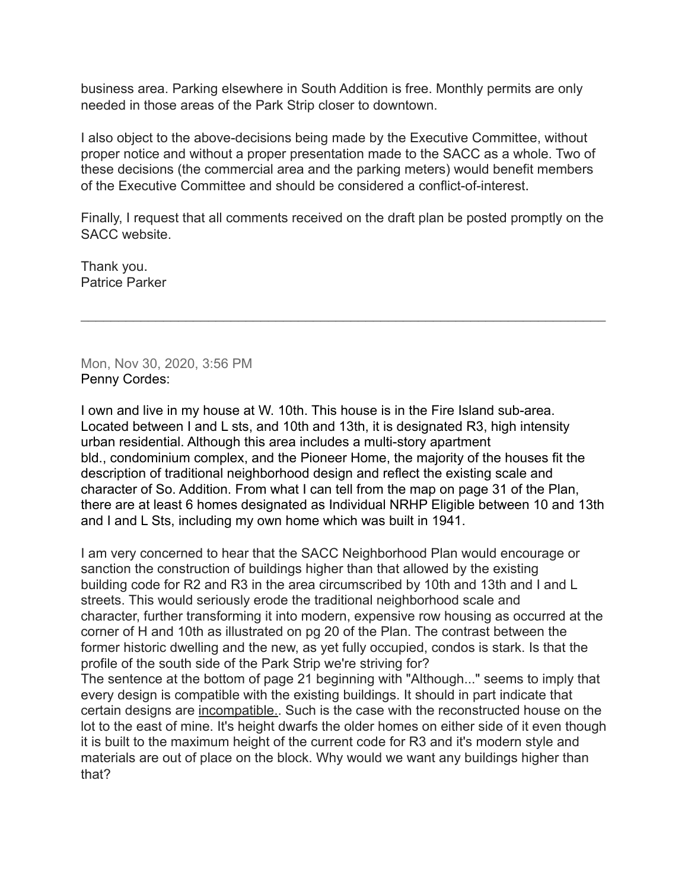business area. Parking elsewhere in South Addition is free. Monthly permits are only needed in those areas of the Park Strip closer to downtown.

I also object to the above-decisions being made by the Executive Committee, without proper notice and without a proper presentation made to the SACC as a whole. Two of these decisions (the commercial area and the parking meters) would benefit members of the Executive Committee and should be considered a conflict-of-interest.

Finally, I request that all comments received on the draft plan be posted promptly on the SACC website.

Thank you.
Patrice Parker

---

Mon, Nov 30, 2020, 3:56 PM
Penny Cordes:

I own and live in my house at W. 10th. This house is in the Fire Island sub-area. Located between I and L sts, and 10th and 13th, it is designated R3, high intensity urban residential. Although this area includes a multi-story apartment bld., condominium complex, and the Pioneer Home, the majority of the houses fit the description of traditional neighborhood design and reflect the existing scale and character of So. Addition. From what I can tell from the map on page 31 of the Plan, there are at least 6 homes designated as Individual NRHP Eligible between 10 and 13th and I and L Sts, including my own home which was built in 1941.

I am very concerned to hear that the SACC Neighborhood Plan would encourage or sanction the construction of buildings higher than that allowed by the existing building code for R2 and R3 in the area circumscribed by 10th and 13th and I and L streets. This would seriously erode the traditional neighborhood scale and character, further transforming it into modern, expensive row housing as occurred at the corner of H and 10th as illustrated on pg 20 of the Plan. The contrast between the former historic dwelling and the new, as yet fully occupied, condos is stark. Is that the profile of the south side of the Park Strip we're striving for?
The sentence at the bottom of page 21 beginning with "Although..." seems to imply that every design is compatible with the existing buildings. It should in part indicate that certain designs are <u>incompatible.</u>. Such is the case with the reconstructed house on the lot to the east of mine. It's height dwarfs the older homes on either side of it even though it is built to the maximum height of the current code for R3 and it's modern style and materials are out of place on the block. Why would we want any buildings higher than that?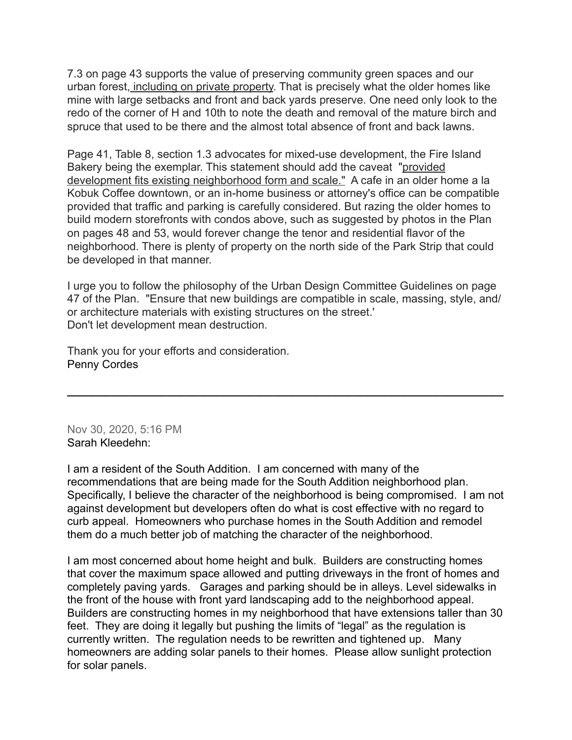7.3 on page 43 supports the value of preserving community green spaces and our urban forest, including on private property. That is precisely what the older homes like mine with large setbacks and front and back yards preserve. One need only look to the redo of the corner of H and 10th to note the death and removal of the mature birch and spruce that used to be there and the almost total absence of front and back lawns.

Page 41, Table 8, section 1.3 advocates for mixed-use development, the Fire Island Bakery being the exemplar. This statement should add the caveat "provided development fits existing neighborhood form and scale." A cafe in an older home a la Kobuk Coffee downtown, or an in-home business or attorney's office can be compatible provided that traffic and parking is carefully considered. But razing the older homes to build modern storefronts with condos above, such as suggested by photos in the Plan on pages 48 and 53, would forever change the tenor and residential flavor of the neighborhood. There is plenty of property on the north side of the Park Strip that could be developed in that manner.

I urge you to follow the philosophy of the Urban Design Committee Guidelines on page 47 of the Plan. "Ensure that new buildings are compatible in scale, massing, style, and/or architecture materials with existing structures on the street.'
Don't let development mean destruction.

Thank you for your efforts and consideration.
Penny Cordes

---

Nov 30, 2020, 5:16 PM
Sarah Kleedehn:

I am a resident of the South Addition. I am concerned with many of the recommendations that are being made for the South Addition neighborhood plan. Specifically, I believe the character of the neighborhood is being compromised. I am not against development but developers often do what is cost effective with no regard to curb appeal. Homeowners who purchase homes in the South Addition and remodel them do a much better job of matching the character of the neighborhood.

I am most concerned about home height and bulk. Builders are constructing homes that cover the maximum space allowed and putting driveways in the front of homes and completely paving yards. Garages and parking should be in alleys. Level sidewalks in the front of the house with front yard landscaping add to the neighborhood appeal. Builders are constructing homes in my neighborhood that have extensions taller than 30 feet. They are doing it legally but pushing the limits of "legal" as the regulation is currently written. The regulation needs to be rewritten and tightened up. Many homeowners are adding solar panels to their homes. Please allow sunlight protection for solar panels.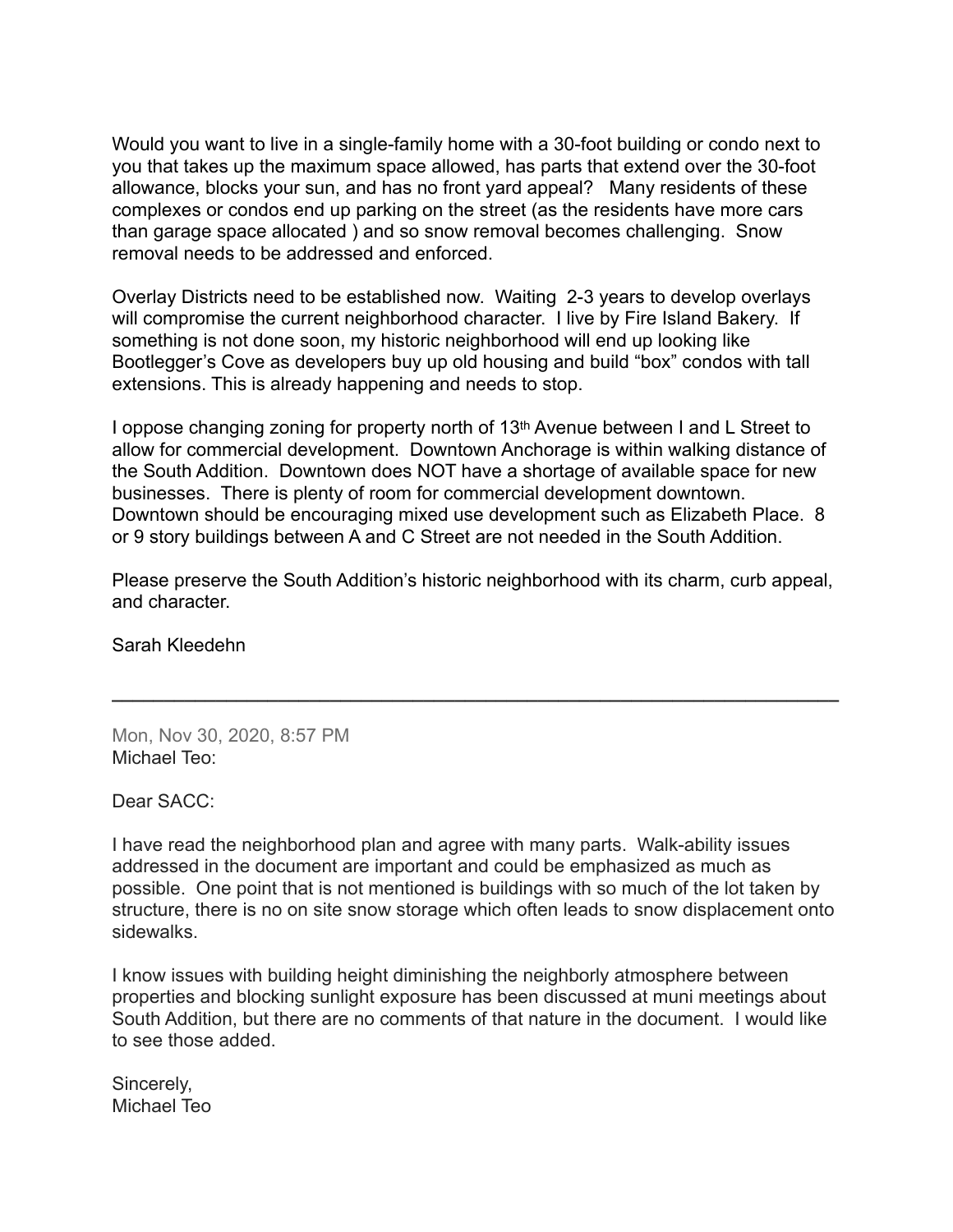Would you want to live in a single-family home with a 30-foot building or condo next to you that takes up the maximum space allowed, has parts that extend over the 30-foot allowance, blocks your sun, and has no front yard appeal?   Many residents of these complexes or condos end up parking on the street (as the residents have more cars than garage space allocated ) and so snow removal becomes challenging.  Snow removal needs to be addressed and enforced.

Overlay Districts need to be established now.  Waiting  2-3 years to develop overlays will compromise the current neighborhood character.  I live by Fire Island Bakery.  If something is not done soon, my historic neighborhood will end up looking like Bootlegger's Cove as developers buy up old housing and build "box" condos with tall extensions. This is already happening and needs to stop.

I oppose changing zoning for property north of 13th Avenue between I and L Street to allow for commercial development.  Downtown Anchorage is within walking distance of the South Addition.  Downtown does NOT have a shortage of available space for new businesses.  There is plenty of room for commercial development downtown.  Downtown should be encouraging mixed use development such as Elizabeth Place.  8 or 9 story buildings between A and C Street are not needed in the South Addition.

Please preserve the South Addition's historic neighborhood with its charm, curb appeal, and character.

Sarah Kleedehn

---

Mon, Nov 30, 2020, 8:57 PM
Michael Teo:

Dear SACC:

I have read the neighborhood plan and agree with many parts.  Walk-ability issues addressed in the document are important and could be emphasized as much as possible.  One point that is not mentioned is buildings with so much of the lot taken by structure, there is no on site snow storage which often leads to snow displacement onto sidewalks.

I know issues with building height diminishing the neighborly atmosphere between properties and blocking sunlight exposure has been discussed at muni meetings about South Addition, but there are no comments of that nature in the document.  I would like to see those added.

Sincerely,
Michael Teo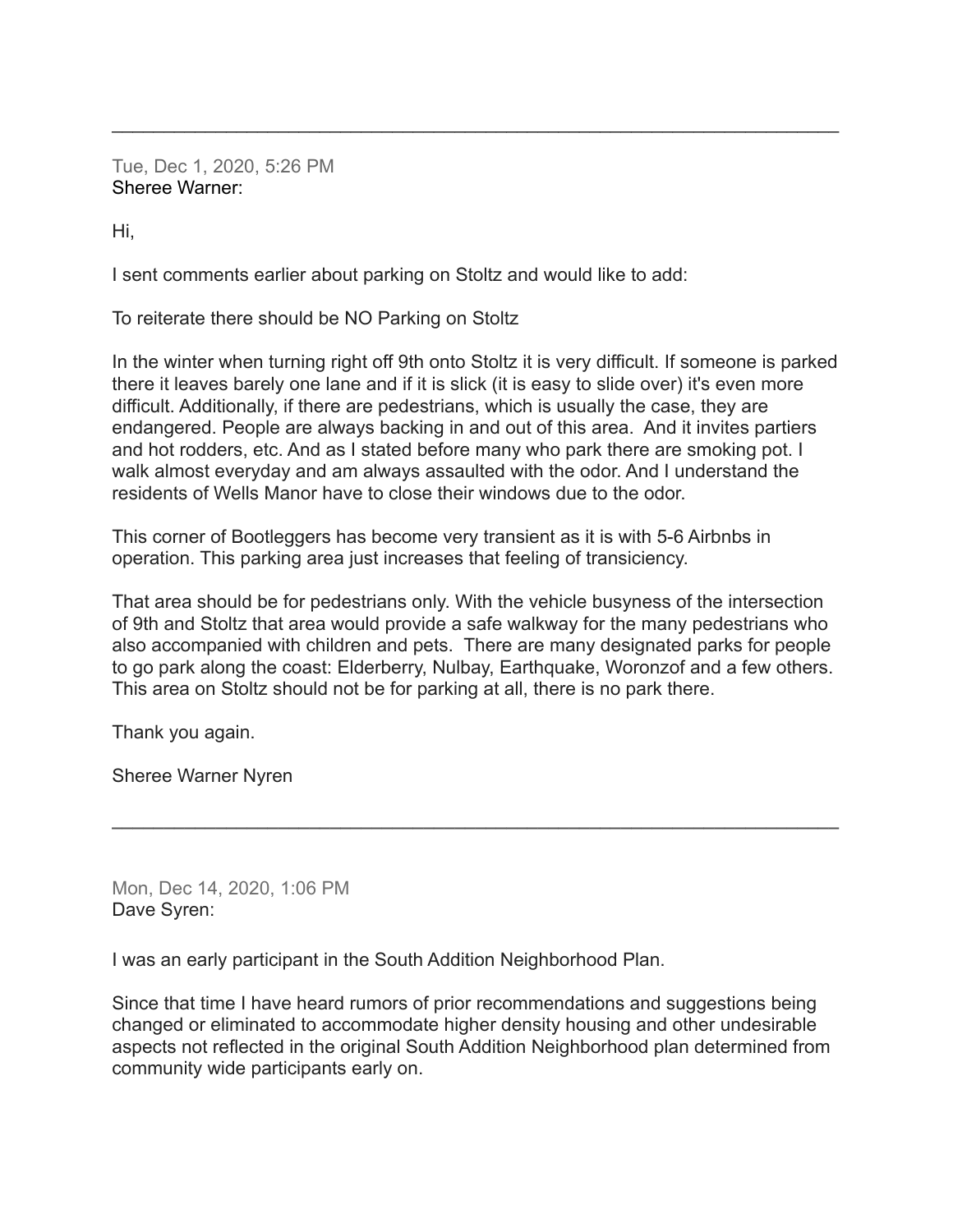---

Tue, Dec 1, 2020, 5:26 PM
Sheree Warner:

Hi,

I sent comments earlier about parking on Stoltz and would like to add:

To reiterate there should be NO Parking on Stoltz

In the winter when turning right off 9th onto Stoltz it is very difficult. If someone is parked there it leaves barely one lane and if it is slick (it is easy to slide over) it's even more difficult. Additionally, if there are pedestrians, which is usually the case, they are endangered. People are always backing in and out of this area. And it invites partiers and hot rodders, etc. And as I stated before many who park there are smoking pot. I walk almost everyday and am always assaulted with the odor. And I understand the residents of Wells Manor have to close their windows due to the odor.

This corner of Bootleggers has become very transient as it is with 5-6 Airbnbs in operation. This parking area just increases that feeling of transiciency.

That area should be for pedestrians only. With the vehicle busyness of the intersection of 9th and Stoltz that area would provide a safe walkway for the many pedestrians who also accompanied with children and pets. There are many designated parks for people to go park along the coast: Elderberry, Nulbay, Earthquake, Woronzof and a few others. This area on Stoltz should not be for parking at all, there is no park there.

Thank you again.

Sheree Warner Nyren

---

Mon, Dec 14, 2020, 1:06 PM
Dave Syren:

I was an early participant in the South Addition Neighborhood Plan.

Since that time I have heard rumors of prior recommendations and suggestions being changed or eliminated to accommodate higher density housing and other undesirable aspects not reflected in the original South Addition Neighborhood plan determined from community wide participants early on.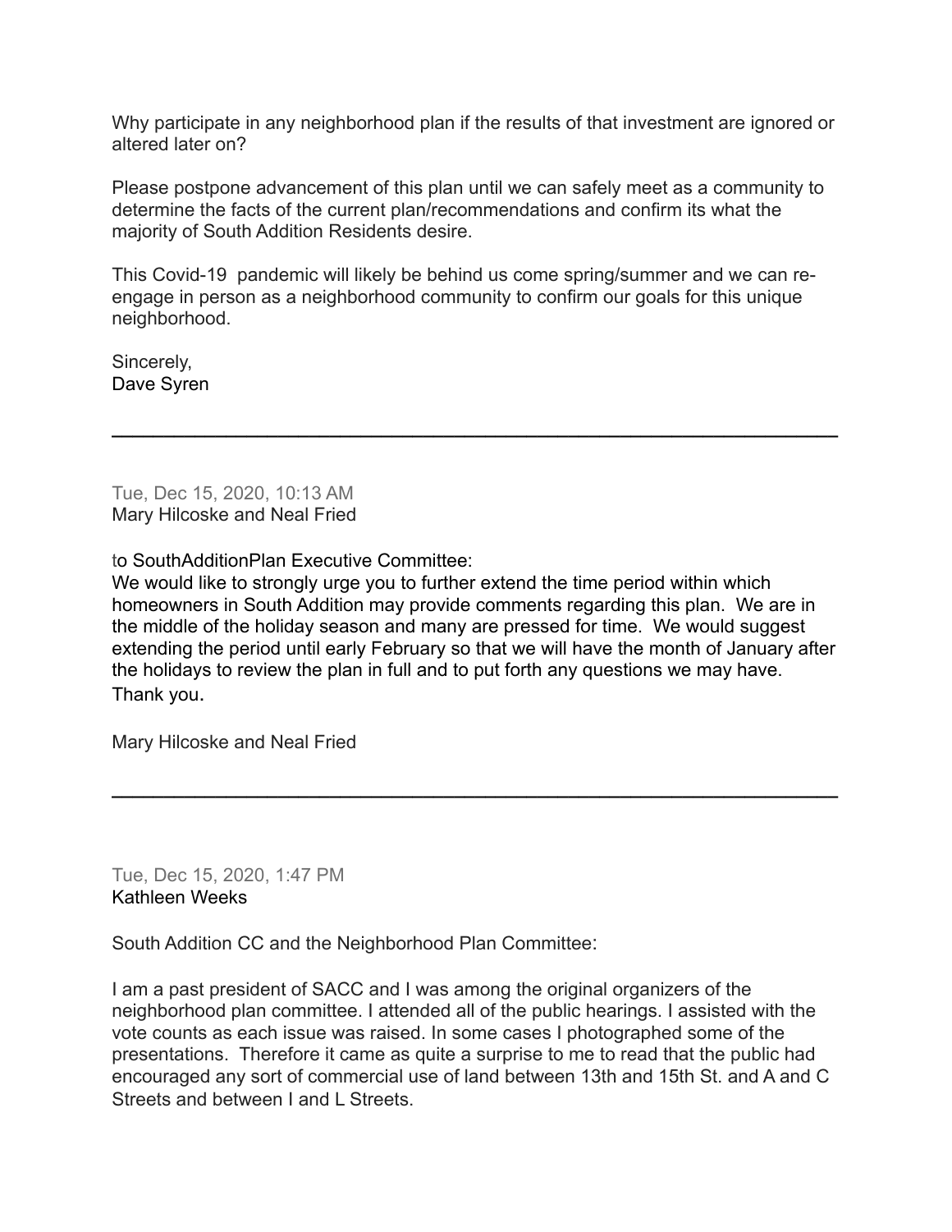Why participate in any neighborhood plan if the results of that investment are ignored or altered later on?

Please postpone advancement of this plan until we can safely meet as a community to determine the facts of the current plan/recommendations and confirm its what the majority of South Addition Residents desire.

This Covid-19 pandemic will likely be behind us come spring/summer and we can re-engage in person as a neighborhood community to confirm our goals for this unique neighborhood.

Sincerely,
Dave Syren

---

Tue, Dec 15, 2020, 10:13 AM
Mary Hilcoske and Neal Fried

to SouthAdditionPlan Executive Committee:
We would like to strongly urge you to further extend the time period within which homeowners in South Addition may provide comments regarding this plan. We are in the middle of the holiday season and many are pressed for time. We would suggest extending the period until early February so that we will have the month of January after the holidays to review the plan in full and to put forth any questions we may have.
Thank you.

Mary Hilcoske and Neal Fried

---

Tue, Dec 15, 2020, 1:47 PM
Kathleen Weeks

South Addition CC and the Neighborhood Plan Committee:

I am a past president of SACC and I was among the original organizers of the neighborhood plan committee. I attended all of the public hearings. I assisted with the vote counts as each issue was raised. In some cases I photographed some of the presentations. Therefore it came as quite a surprise to me to read that the public had encouraged any sort of commercial use of land between 13th and 15th St. and A and C Streets and between I and L Streets.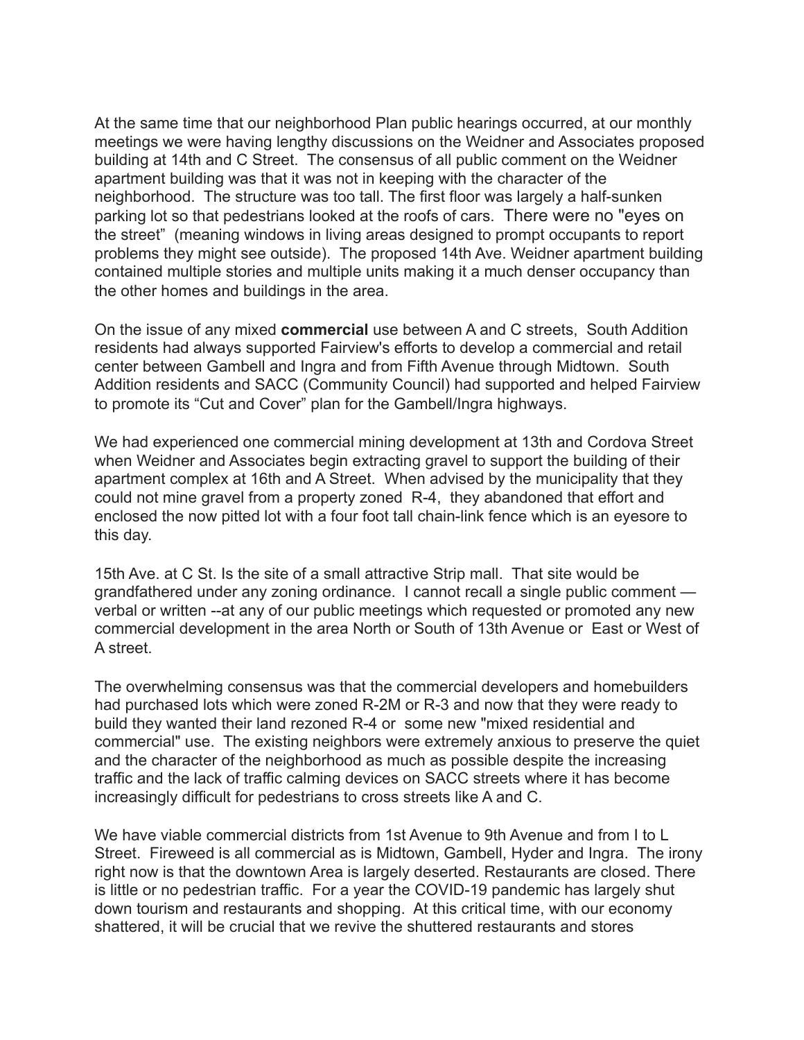At the same time that our neighborhood Plan public hearings occurred, at our monthly meetings we were having lengthy discussions on the Weidner and Associates proposed building at 14th and C Street. The consensus of all public comment on the Weidner apartment building was that it was not in keeping with the character of the neighborhood. The structure was too tall. The first floor was largely a half-sunken parking lot so that pedestrians looked at the roofs of cars. There were no "eyes on the street" (meaning windows in living areas designed to prompt occupants to report problems they might see outside). The proposed 14th Ave. Weidner apartment building contained multiple stories and multiple units making it a much denser occupancy than the other homes and buildings in the area.

On the issue of any mixed **commercial** use between A and C streets, South Addition residents had always supported Fairview's efforts to develop a commercial and retail center between Gambell and Ingra and from Fifth Avenue through Midtown. South Addition residents and SACC (Community Council) had supported and helped Fairview to promote its "Cut and Cover" plan for the Gambell/Ingra highways.

We had experienced one commercial mining development at 13th and Cordova Street when Weidner and Associates begin extracting gravel to support the building of their apartment complex at 16th and A Street. When advised by the municipality that they could not mine gravel from a property zoned R-4, they abandoned that effort and enclosed the now pitted lot with a four foot tall chain-link fence which is an eyesore to this day.

15th Ave. at C St. Is the site of a small attractive Strip mall. That site would be grandfathered under any zoning ordinance. I cannot recall a single public comment — verbal or written --at any of our public meetings which requested or promoted any new commercial development in the area North or South of 13th Avenue or East or West of A street.

The overwhelming consensus was that the commercial developers and homebuilders had purchased lots which were zoned R-2M or R-3 and now that they were ready to build they wanted their land rezoned R-4 or some new "mixed residential and commercial" use. The existing neighbors were extremely anxious to preserve the quiet and the character of the neighborhood as much as possible despite the increasing traffic and the lack of traffic calming devices on SACC streets where it has become increasingly difficult for pedestrians to cross streets like A and C.

We have viable commercial districts from 1st Avenue to 9th Avenue and from I to L Street. Fireweed is all commercial as is Midtown, Gambell, Hyder and Ingra. The irony right now is that the downtown Area is largely deserted. Restaurants are closed. There is little or no pedestrian traffic. For a year the COVID-19 pandemic has largely shut down tourism and restaurants and shopping. At this critical time, with our economy shattered, it will be crucial that we revive the shuttered restaurants and stores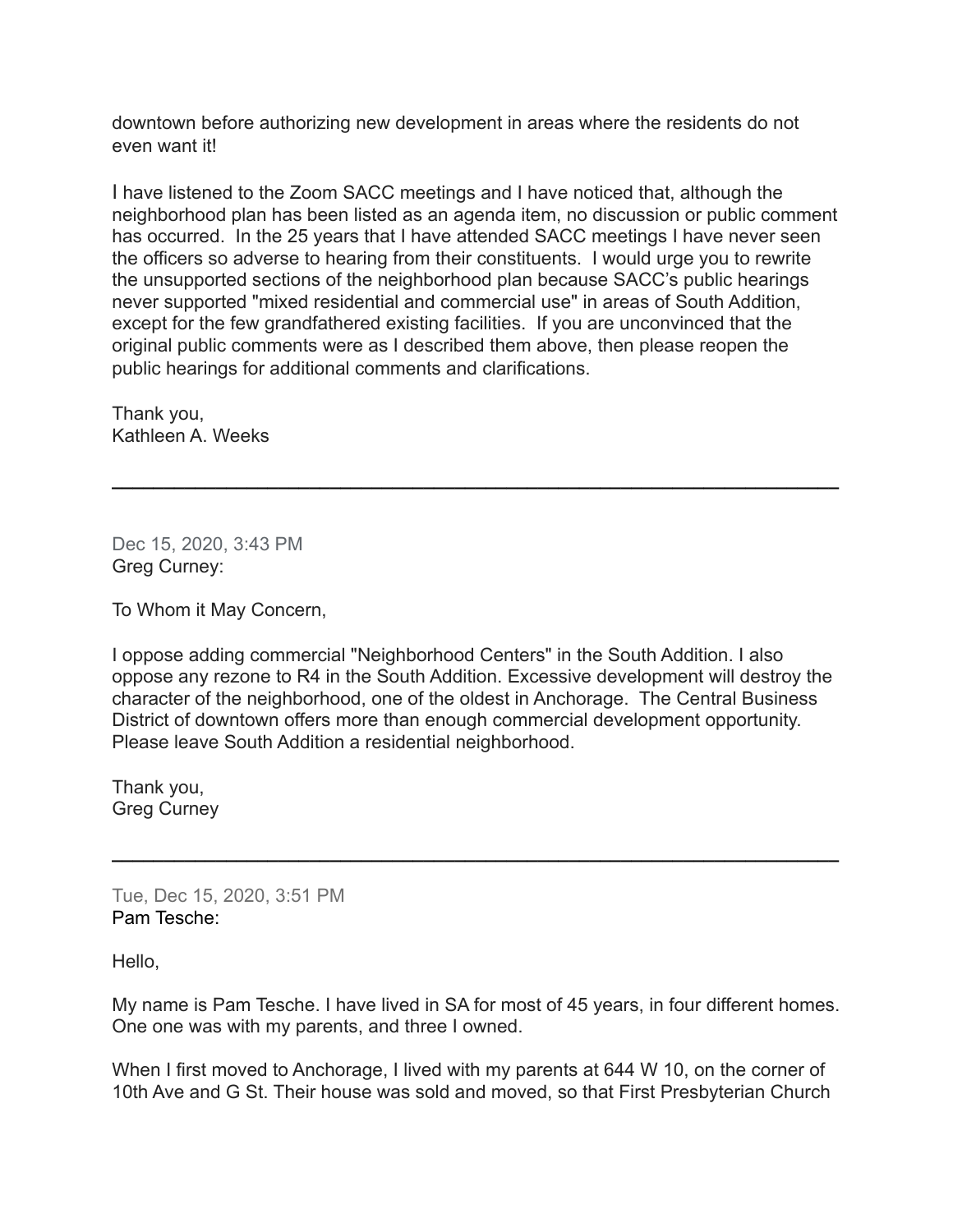downtown before authorizing new development in areas where the residents do not even want it!

I have listened to the Zoom SACC meetings and I have noticed that, although the neighborhood plan has been listed as an agenda item, no discussion or public comment has occurred. In the 25 years that I have attended SACC meetings I have never seen the officers so adverse to hearing from their constituents. I would urge you to rewrite the unsupported sections of the neighborhood plan because SACC's public hearings never supported "mixed residential and commercial use" in areas of South Addition, except for the few grandfathered existing facilities. If you are unconvinced that the original public comments were as I described them above, then please reopen the public hearings for additional comments and clarifications.

Thank you,
Kathleen A. Weeks

---

Dec 15, 2020, 3:43 PM
Greg Curney:

To Whom it May Concern,

I oppose adding commercial "Neighborhood Centers" in the South Addition. I also oppose any rezone to R4 in the South Addition. Excessive development will destroy the character of the neighborhood, one of the oldest in Anchorage. The Central Business District of downtown offers more than enough commercial development opportunity. Please leave South Addition a residential neighborhood.

Thank you,
Greg Curney

---

Tue, Dec 15, 2020, 3:51 PM
Pam Tesche:

Hello,

My name is Pam Tesche. I have lived in SA for most of 45 years, in four different homes. One one was with my parents, and three I owned.

When I first moved to Anchorage, I lived with my parents at 644 W 10, on the corner of 10th Ave and G St. Their house was sold and moved, so that First Presbyterian Church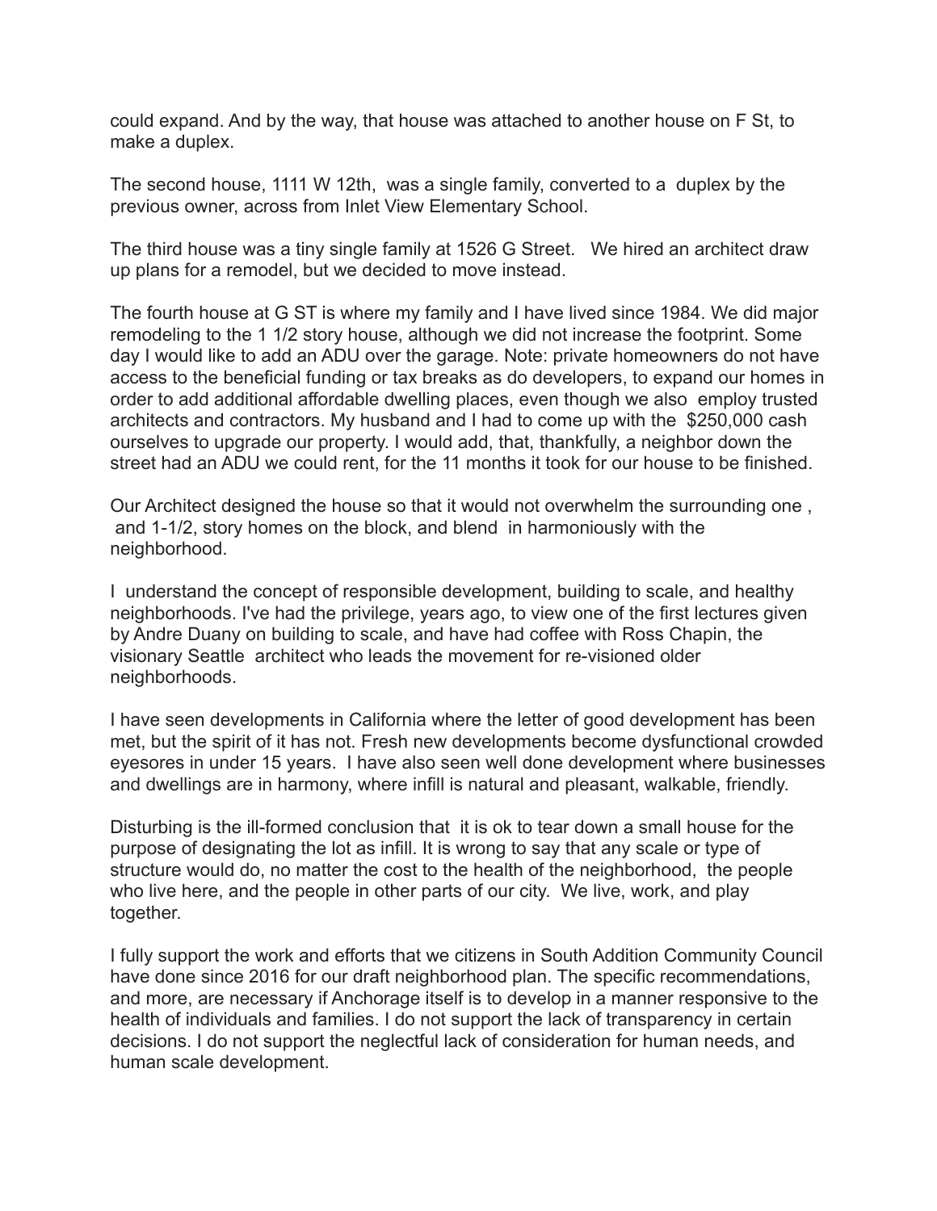could expand. And by the way, that house was attached to another house on F St, to make a duplex.

The second house, 1111 W 12th, was a single family, converted to a duplex by the previous owner, across from Inlet View Elementary School.

The third house was a tiny single family at 1526 G Street. We hired an architect draw up plans for a remodel, but we decided to move instead.

The fourth house at G ST is where my family and I have lived since 1984. We did major remodeling to the 1 1/2 story house, although we did not increase the footprint. Some day I would like to add an ADU over the garage. Note: private homeowners do not have access to the beneficial funding or tax breaks as do developers, to expand our homes in order to add additional affordable dwelling places, even though we also employ trusted architects and contractors. My husband and I had to come up with the $250,000 cash ourselves to upgrade our property. I would add, that, thankfully, a neighbor down the street had an ADU we could rent, for the 11 months it took for our house to be finished.

Our Architect designed the house so that it would not overwhelm the surrounding one , and 1-1/2, story homes on the block, and blend in harmoniously with the neighborhood.

I understand the concept of responsible development, building to scale, and healthy neighborhoods. I've had the privilege, years ago, to view one of the first lectures given by Andre Duany on building to scale, and have had coffee with Ross Chapin, the visionary Seattle architect who leads the movement for re-visioned older neighborhoods.

I have seen developments in California where the letter of good development has been met, but the spirit of it has not. Fresh new developments become dysfunctional crowded eyesores in under 15 years. I have also seen well done development where businesses and dwellings are in harmony, where infill is natural and pleasant, walkable, friendly.

Disturbing is the ill-formed conclusion that it is ok to tear down a small house for the purpose of designating the lot as infill. It is wrong to say that any scale or type of structure would do, no matter the cost to the health of the neighborhood, the people who live here, and the people in other parts of our city. We live, work, and play together.

I fully support the work and efforts that we citizens in South Addition Community Council have done since 2016 for our draft neighborhood plan. The specific recommendations, and more, are necessary if Anchorage itself is to develop in a manner responsive to the health of individuals and families. I do not support the lack of transparency in certain decisions. I do not support the neglectful lack of consideration for human needs, and human scale development.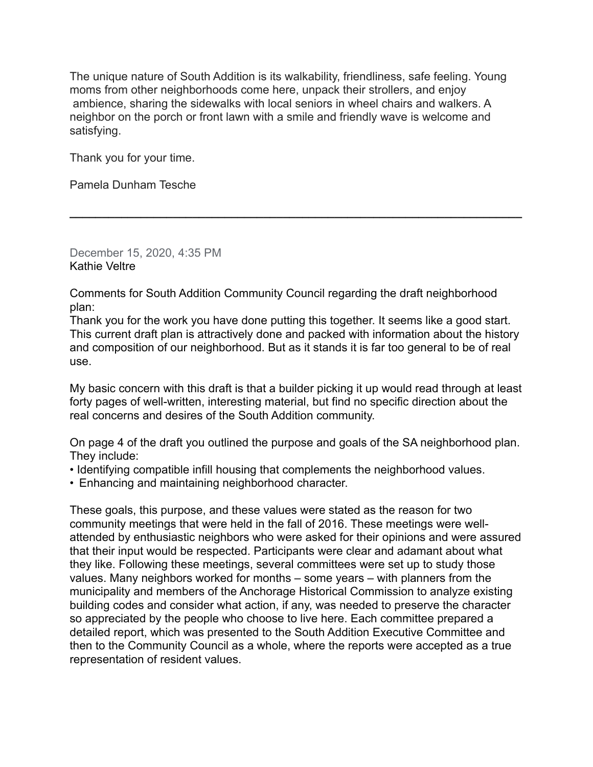The unique nature of South Addition is its walkability, friendliness, safe feeling. Young moms from other neighborhoods come here, unpack their strollers, and enjoy ambience, sharing the sidewalks with local seniors in wheel chairs and walkers. A neighbor on the porch or front lawn with a smile and friendly wave is welcome and satisfying.

Thank you for your time.

Pamela Dunham Tesche

---

December 15, 2020, 4:35 PM
Kathie Veltre

Comments for South Addition Community Council regarding the draft neighborhood plan:
Thank you for the work you have done putting this together. It seems like a good start. This current draft plan is attractively done and packed with information about the history and composition of our neighborhood. But as it stands it is far too general to be of real use.

My basic concern with this draft is that a builder picking it up would read through at least forty pages of well-written, interesting material, but find no specific direction about the real concerns and desires of the South Addition community.

On page 4 of the draft you outlined the purpose and goals of the SA neighborhood plan. They include:

- Identifying compatible infill housing that complements the neighborhood values.
- Enhancing and maintaining neighborhood character.

These goals, this purpose, and these values were stated as the reason for two community meetings that were held in the fall of 2016. These meetings were well-attended by enthusiastic neighbors who were asked for their opinions and were assured that their input would be respected. Participants were clear and adamant about what they like. Following these meetings, several committees were set up to study those values. Many neighbors worked for months – some years – with planners from the municipality and members of the Anchorage Historical Commission to analyze existing building codes and consider what action, if any, was needed to preserve the character so appreciated by the people who choose to live here. Each committee prepared a detailed report, which was presented to the South Addition Executive Committee and then to the Community Council as a whole, where the reports were accepted as a true representation of resident values.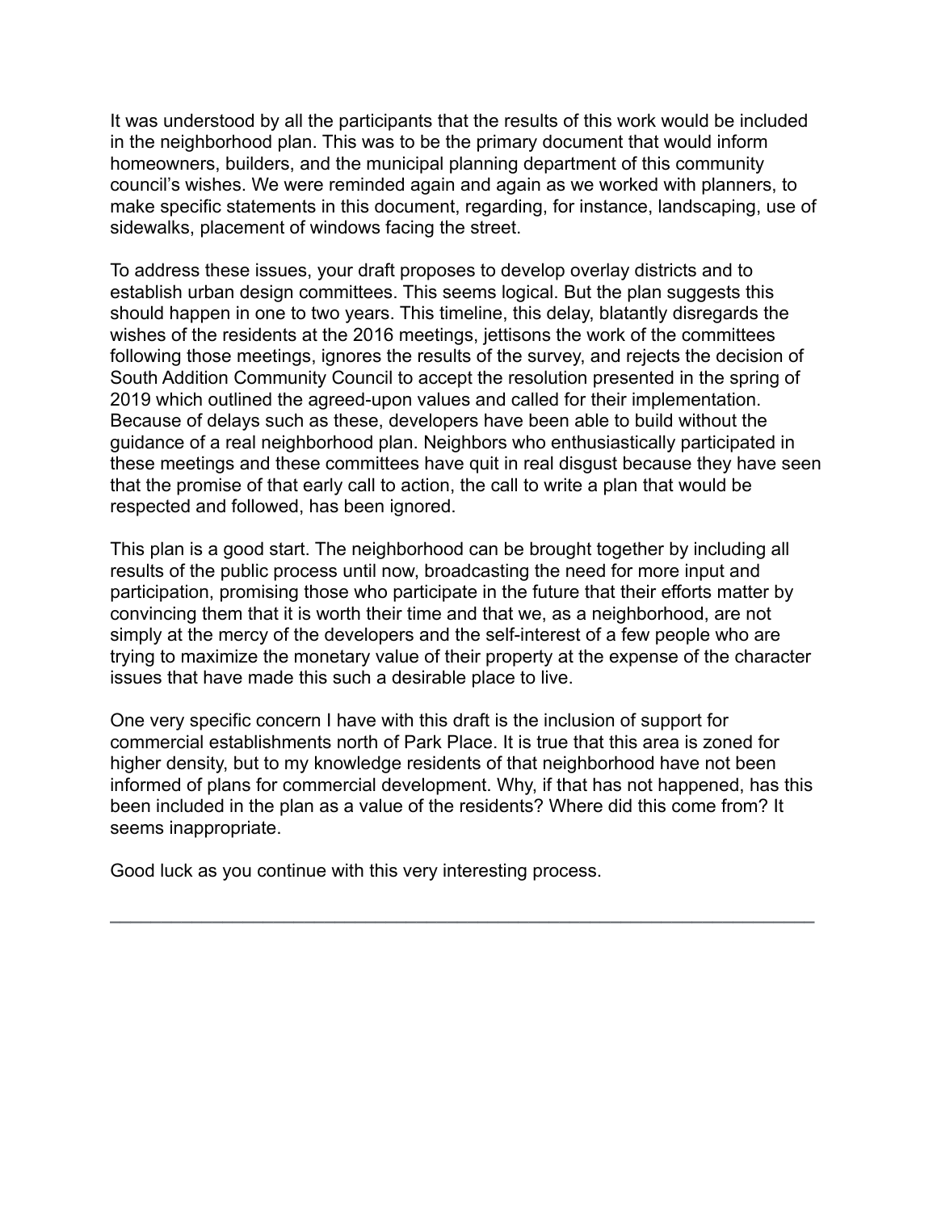It was understood by all the participants that the results of this work would be included in the neighborhood plan. This was to be the primary document that would inform homeowners, builders, and the municipal planning department of this community council's wishes. We were reminded again and again as we worked with planners, to make specific statements in this document, regarding, for instance, landscaping, use of sidewalks, placement of windows facing the street.

To address these issues, your draft proposes to develop overlay districts and to establish urban design committees. This seems logical. But the plan suggests this should happen in one to two years. This timeline, this delay, blatantly disregards the wishes of the residents at the 2016 meetings, jettisons the work of the committees following those meetings, ignores the results of the survey, and rejects the decision of South Addition Community Council to accept the resolution presented in the spring of 2019 which outlined the agreed-upon values and called for their implementation. Because of delays such as these, developers have been able to build without the guidance of a real neighborhood plan. Neighbors who enthusiastically participated in these meetings and these committees have quit in real disgust because they have seen that the promise of that early call to action, the call to write a plan that would be respected and followed, has been ignored.

This plan is a good start. The neighborhood can be brought together by including all results of the public process until now, broadcasting the need for more input and participation, promising those who participate in the future that their efforts matter by convincing them that it is worth their time and that we, as a neighborhood, are not simply at the mercy of the developers and the self-interest of a few people who are trying to maximize the monetary value of their property at the expense of the character issues that have made this such a desirable place to live.

One very specific concern I have with this draft is the inclusion of support for commercial establishments north of Park Place. It is true that this area is zoned for higher density, but to my knowledge residents of that neighborhood have not been informed of plans for commercial development. Why, if that has not happened, has this been included in the plan as a value of the residents? Where did this come from? It seems inappropriate.

Good luck as you continue with this very interesting process.

---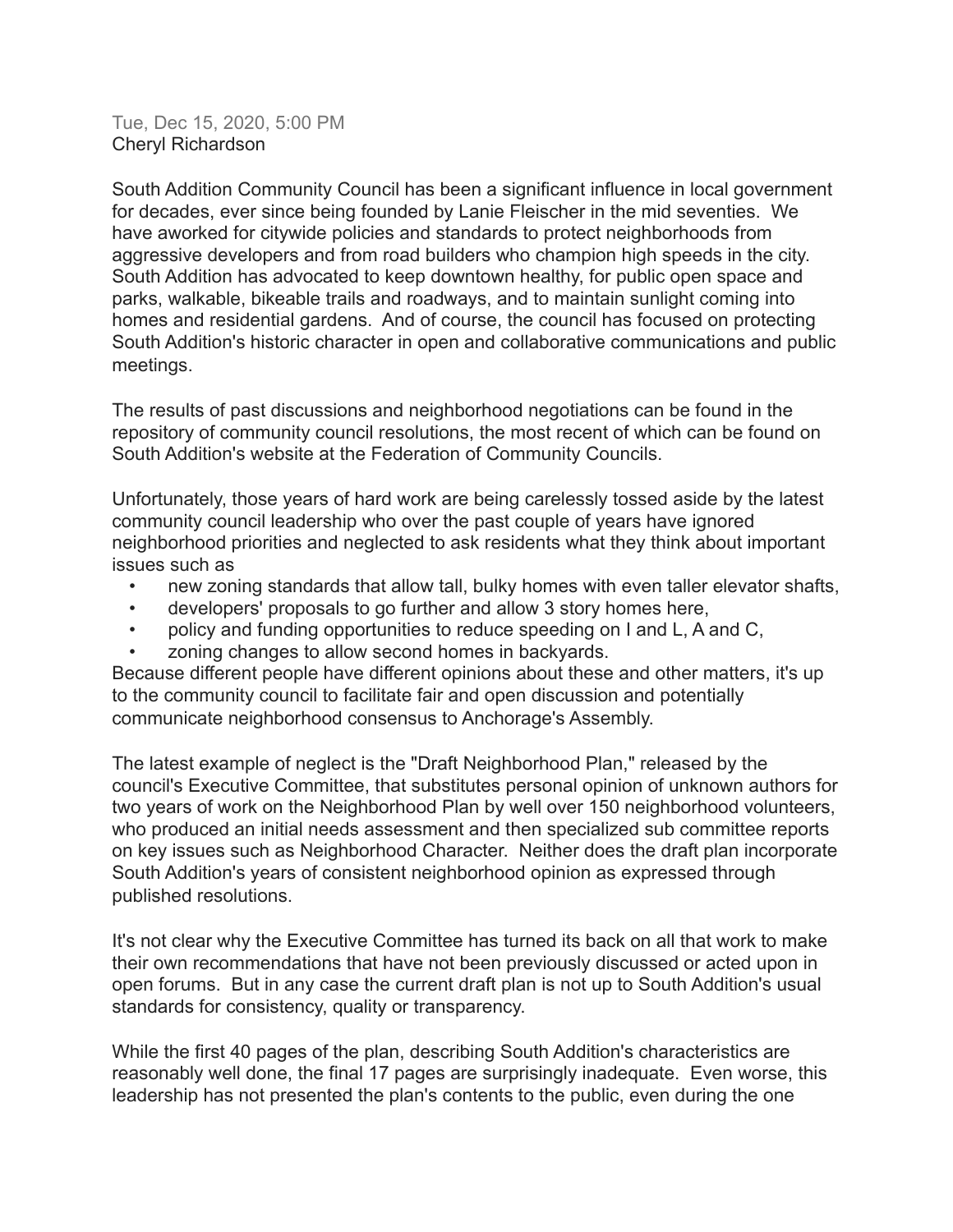Tue, Dec 15, 2020, 5:00 PM
Cheryl Richardson

South Addition Community Council has been a significant influence in local government for decades, ever since being founded by Lanie Fleischer in the mid seventies. We have aworked for citywide policies and standards to protect neighborhoods from aggressive developers and from road builders who champion high speeds in the city. South Addition has advocated to keep downtown healthy, for public open space and parks, walkable, bikeable trails and roadways, and to maintain sunlight coming into homes and residential gardens. And of course, the council has focused on protecting South Addition's historic character in open and collaborative communications and public meetings.

The results of past discussions and neighborhood negotiations can be found in the repository of community council resolutions, the most recent of which can be found on South Addition's website at the Federation of Community Councils.

Unfortunately, those years of hard work are being carelessly tossed aside by the latest community council leadership who over the past couple of years have ignored neighborhood priorities and neglected to ask residents what they think about important issues such as

- new zoning standards that allow tall, bulky homes with even taller elevator shafts,
- developers' proposals to go further and allow 3 story homes here,
- policy and funding opportunities to reduce speeding on I and L, A and C,
- zoning changes to allow second homes in backyards.

Because different people have different opinions about these and other matters, it's up to the community council to facilitate fair and open discussion and potentially communicate neighborhood consensus to Anchorage's Assembly.

The latest example of neglect is the "Draft Neighborhood Plan," released by the council's Executive Committee, that substitutes personal opinion of unknown authors for two years of work on the Neighborhood Plan by well over 150 neighborhood volunteers, who produced an initial needs assessment and then specialized sub committee reports on key issues such as Neighborhood Character. Neither does the draft plan incorporate South Addition's years of consistent neighborhood opinion as expressed through published resolutions.

It's not clear why the Executive Committee has turned its back on all that work to make their own recommendations that have not been previously discussed or acted upon in open forums. But in any case the current draft plan is not up to South Addition's usual standards for consistency, quality or transparency.

While the first 40 pages of the plan, describing South Addition's characteristics are reasonably well done, the final 17 pages are surprisingly inadequate. Even worse, this leadership has not presented the plan's contents to the public, even during the one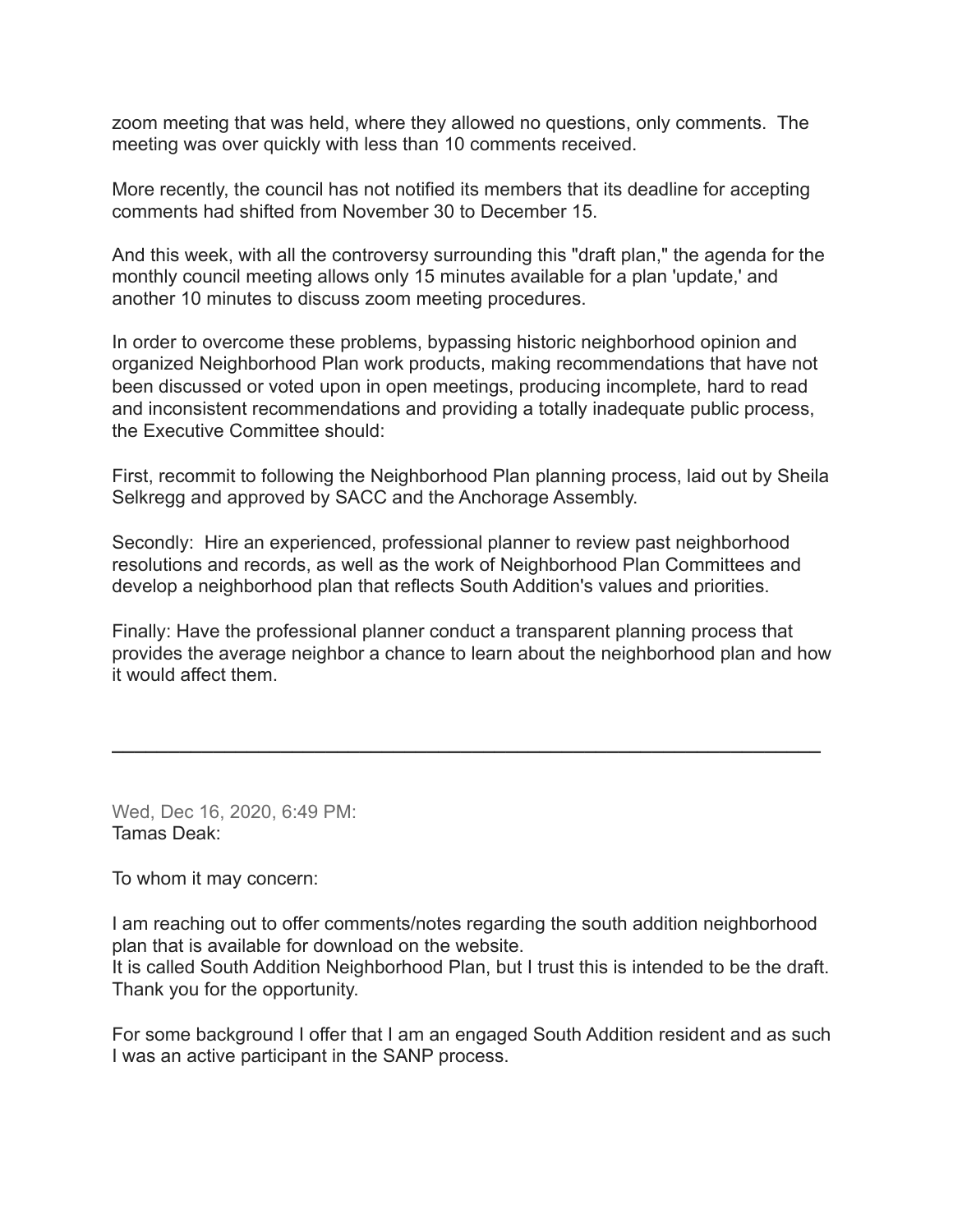zoom meeting that was held, where they allowed no questions, only comments. The meeting was over quickly with less than 10 comments received.

More recently, the council has not notified its members that its deadline for accepting comments had shifted from November 30 to December 15.

And this week, with all the controversy surrounding this "draft plan," the agenda for the monthly council meeting allows only 15 minutes available for a plan 'update,' and another 10 minutes to discuss zoom meeting procedures.

In order to overcome these problems, bypassing historic neighborhood opinion and organized Neighborhood Plan work products, making recommendations that have not been discussed or voted upon in open meetings, producing incomplete, hard to read and inconsistent recommendations and providing a totally inadequate public process, the Executive Committee should:

First, recommit to following the Neighborhood Plan planning process, laid out by Sheila Selkregg and approved by SACC and the Anchorage Assembly.

Secondly: Hire an experienced, professional planner to review past neighborhood resolutions and records, as well as the work of Neighborhood Plan Committees and develop a neighborhood plan that reflects South Addition's values and priorities.

Finally: Have the professional planner conduct a transparent planning process that provides the average neighbor a chance to learn about the neighborhood plan and how it would affect them.

---

Wed, Dec 16, 2020, 6:49 PM:
Tamas Deak:

To whom it may concern:

I am reaching out to offer comments/notes regarding the south addition neighborhood plan that is available for download on the website.
It is called South Addition Neighborhood Plan, but I trust this is intended to be the draft.
Thank you for the opportunity.

For some background I offer that I am an engaged South Addition resident and as such I was an active participant in the SANP process.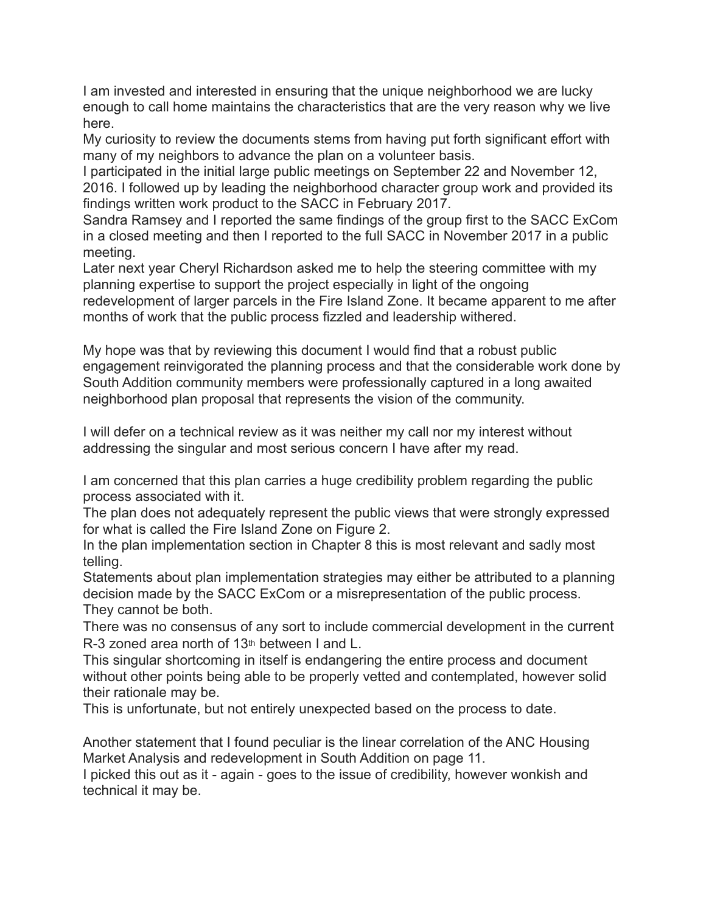I am invested and interested in ensuring that the unique neighborhood we are lucky enough to call home maintains the characteristics that are the very reason why we live here.

My curiosity to review the documents stems from having put forth significant effort with many of my neighbors to advance the plan on a volunteer basis.

I participated in the initial large public meetings on September 22 and November 12, 2016. I followed up by leading the neighborhood character group work and provided its findings written work product to the SACC in February 2017.

Sandra Ramsey and I reported the same findings of the group first to the SACC ExCom in a closed meeting and then I reported to the full SACC in November 2017 in a public meeting.

Later next year Cheryl Richardson asked me to help the steering committee with my planning expertise to support the project especially in light of the ongoing redevelopment of larger parcels in the Fire Island Zone. It became apparent to me after months of work that the public process fizzled and leadership withered.

My hope was that by reviewing this document I would find that a robust public engagement reinvigorated the planning process and that the considerable work done by South Addition community members were professionally captured in a long awaited neighborhood plan proposal that represents the vision of the community.

I will defer on a technical review as it was neither my call nor my interest without addressing the singular and most serious concern I have after my read.

I am concerned that this plan carries a huge credibility problem regarding the public process associated with it.

The plan does not adequately represent the public views that were strongly expressed for what is called the Fire Island Zone on Figure 2.

In the plan implementation section in Chapter 8 this is most relevant and sadly most telling.

Statements about plan implementation strategies may either be attributed to a planning decision made by the SACC ExCom or a misrepresentation of the public process. They cannot be both.

There was no consensus of any sort to include commercial development in the current R-3 zoned area north of 13th between I and L.

This singular shortcoming in itself is endangering the entire process and document without other points being able to be properly vetted and contemplated, however solid their rationale may be.

This is unfortunate, but not entirely unexpected based on the process to date.

Another statement that I found peculiar is the linear correlation of the ANC Housing Market Analysis and redevelopment in South Addition on page 11.

I picked this out as it - again - goes to the issue of credibility, however wonkish and technical it may be.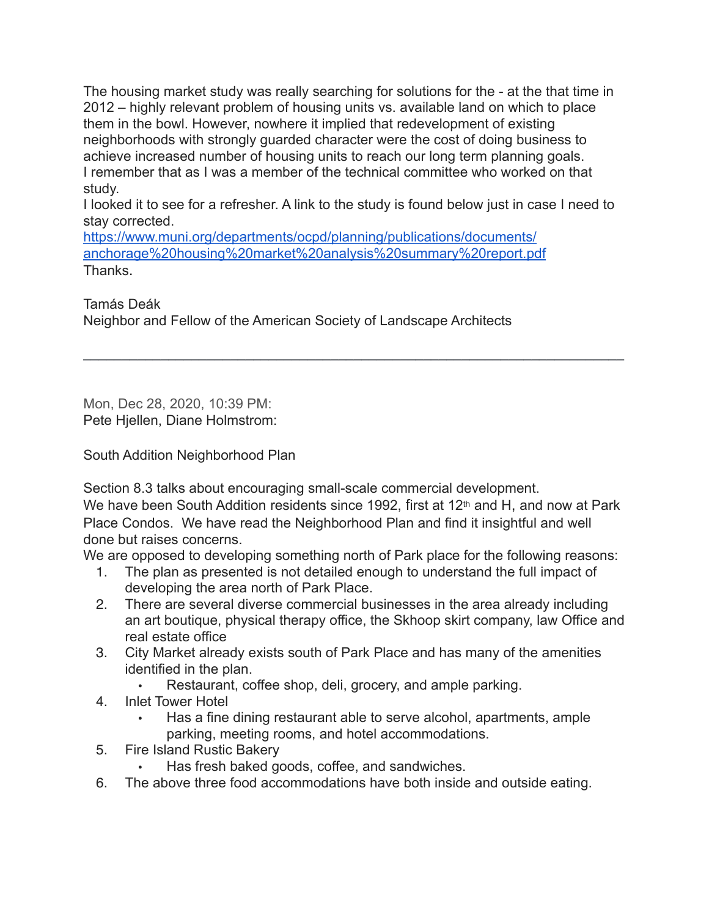The housing market study was really searching for solutions for the - at the that time in 2012 – highly relevant problem of housing units vs. available land on which to place them in the bowl. However, nowhere it implied that redevelopment of existing neighborhoods with strongly guarded character were the cost of doing business to achieve increased number of housing units to reach our long term planning goals.
I remember that as I was a member of the technical committee who worked on that study.
I looked it to see for a refresher. A link to the study is found below just in case I need to stay corrected.
https://www.muni.org/departments/ocpd/planning/publications/documents/anchorage%20housing%20market%20analysis%20summary%20report.pdf
Thanks.

Tamás Deák
Neighbor and Fellow of the American Society of Landscape Architects

---

Mon, Dec 28, 2020, 10:39 PM:
Pete Hjellen, Diane Holmstrom:

South Addition Neighborhood Plan

Section 8.3 talks about encouraging small-scale commercial development.
We have been South Addition residents since 1992, first at 12th and H, and now at Park Place Condos. We have read the Neighborhood Plan and find it insightful and well done but raises concerns.
We are opposed to developing something north of Park place for the following reasons:

1. The plan as presented is not detailed enough to understand the full impact of developing the area north of Park Place.
2. There are several diverse commercial businesses in the area already including an art boutique, physical therapy office, the Skhoop skirt company, law Office and real estate office
3. City Market already exists south of Park Place and has many of the amenities identified in the plan.
   - Restaurant, coffee shop, deli, grocery, and ample parking.
4. Inlet Tower Hotel
   - Has a fine dining restaurant able to serve alcohol, apartments, ample parking, meeting rooms, and hotel accommodations.
5. Fire Island Rustic Bakery
   - Has fresh baked goods, coffee, and sandwiches.
6. The above three food accommodations have both inside and outside eating.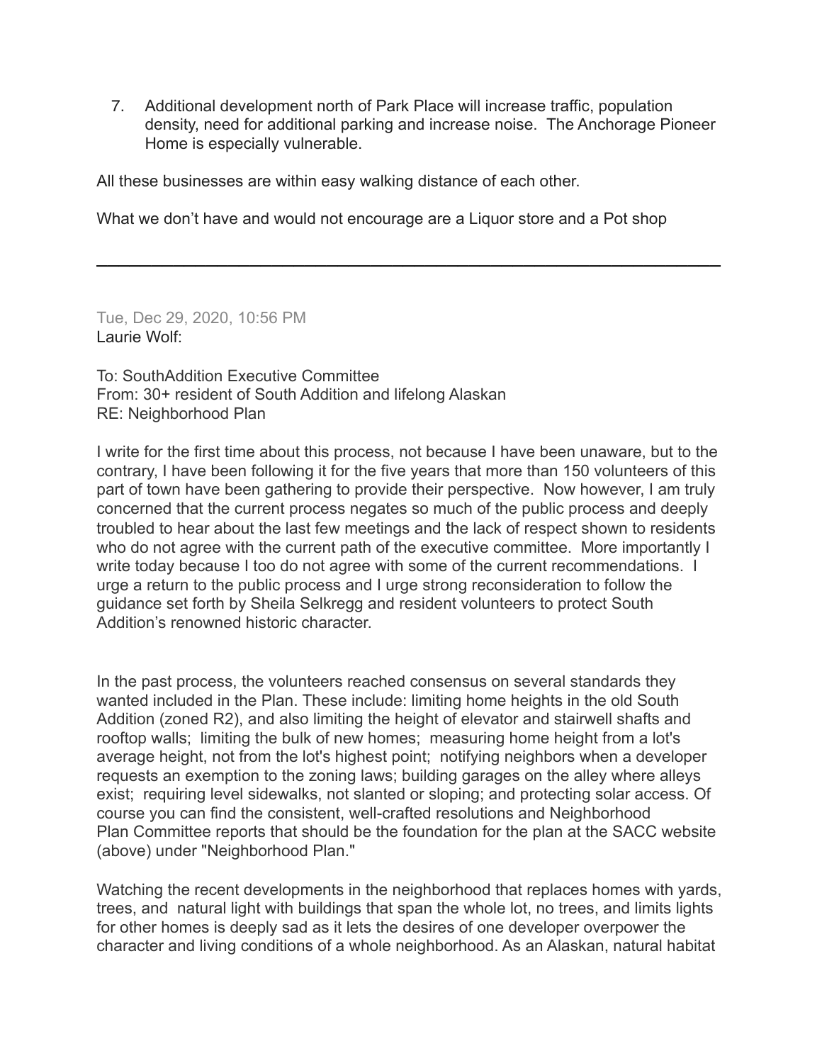7. Additional development north of Park Place will increase traffic, population density, need for additional parking and increase noise. The Anchorage Pioneer Home is especially vulnerable.

All these businesses are within easy walking distance of each other.

What we don't have and would not encourage are a Liquor store and a Pot shop

---

Tue, Dec 29, 2020, 10:56 PM
Laurie Wolf:

To: SouthAddition Executive Committee
From: 30+ resident of South Addition and lifelong Alaskan
RE: Neighborhood Plan

I write for the first time about this process, not because I have been unaware, but to the contrary, I have been following it for the five years that more than 150 volunteers of this part of town have been gathering to provide their perspective. Now however, I am truly concerned that the current process negates so much of the public process and deeply troubled to hear about the last few meetings and the lack of respect shown to residents who do not agree with the current path of the executive committee. More importantly I write today because I too do not agree with some of the current recommendations. I urge a return to the public process and I urge strong reconsideration to follow the guidance set forth by Sheila Selkregg and resident volunteers to protect South Addition's renowned historic character.

In the past process, the volunteers reached consensus on several standards they wanted included in the Plan. These include: limiting home heights in the old South Addition (zoned R2), and also limiting the height of elevator and stairwell shafts and rooftop walls; limiting the bulk of new homes; measuring home height from a lot's average height, not from the lot's highest point; notifying neighbors when a developer requests an exemption to the zoning laws; building garages on the alley where alleys exist; requiring level sidewalks, not slanted or sloping; and protecting solar access. Of course you can find the consistent, well-crafted resolutions and Neighborhood Plan Committee reports that should be the foundation for the plan at the SACC website (above) under "Neighborhood Plan."

Watching the recent developments in the neighborhood that replaces homes with yards, trees, and natural light with buildings that span the whole lot, no trees, and limits lights for other homes is deeply sad as it lets the desires of one developer overpower the character and living conditions of a whole neighborhood. As an Alaskan, natural habitat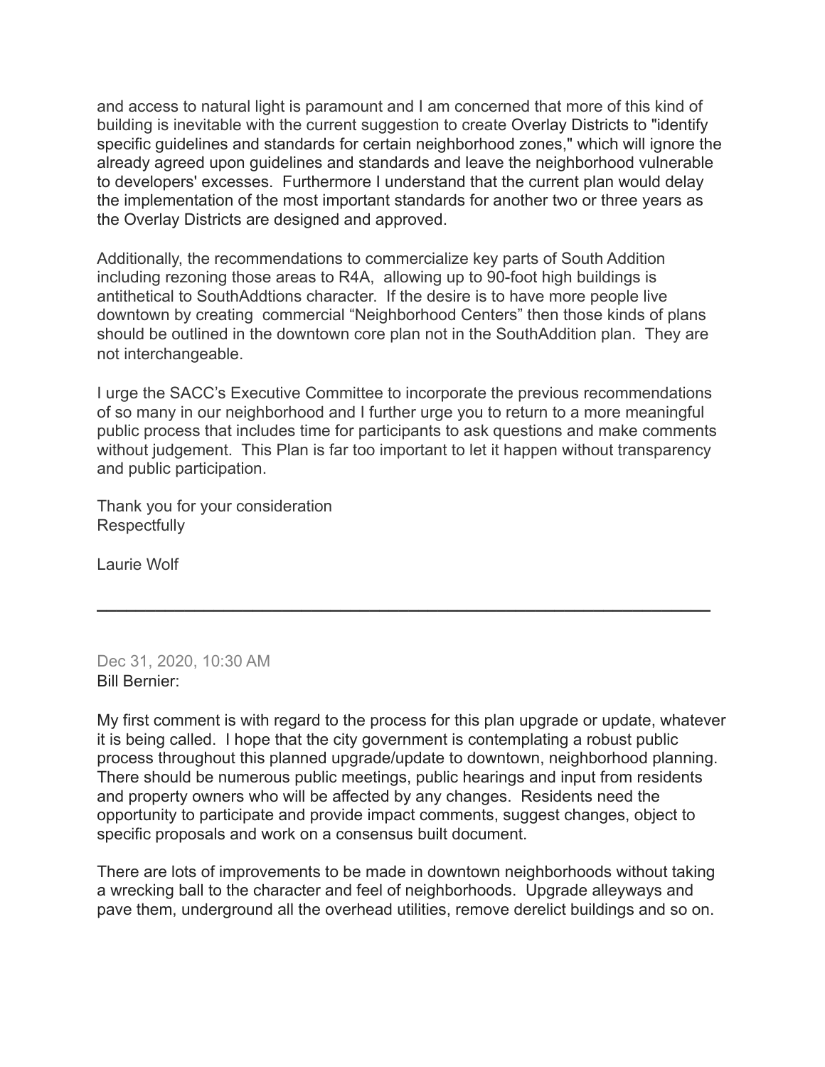and access to natural light is paramount and I am concerned that more of this kind of building is inevitable with the current suggestion to create Overlay Districts to "identify specific guidelines and standards for certain neighborhood zones," which will ignore the already agreed upon guidelines and standards and leave the neighborhood vulnerable to developers' excesses. Furthermore I understand that the current plan would delay the implementation of the most important standards for another two or three years as the Overlay Districts are designed and approved.

Additionally, the recommendations to commercialize key parts of South Addition including rezoning those areas to R4A, allowing up to 90-foot high buildings is antithetical to SouthAddtions character. If the desire is to have more people live downtown by creating commercial “Neighborhood Centers” then those kinds of plans should be outlined in the downtown core plan not in the SouthAddition plan. They are not interchangeable.

I urge the SACC’s Executive Committee to incorporate the previous recommendations of so many in our neighborhood and I further urge you to return to a more meaningful public process that includes time for participants to ask questions and make comments without judgement. This Plan is far too important to let it happen without transparency and public participation.

Thank you for your consideration
Respectfully

Laurie Wolf

---

Dec 31, 2020, 10:30 AM
Bill Bernier:

My first comment is with regard to the process for this plan upgrade or update, whatever it is being called. I hope that the city government is contemplating a robust public process throughout this planned upgrade/update to downtown, neighborhood planning. There should be numerous public meetings, public hearings and input from residents and property owners who will be affected by any changes. Residents need the opportunity to participate and provide impact comments, suggest changes, object to specific proposals and work on a consensus built document.

There are lots of improvements to be made in downtown neighborhoods without taking a wrecking ball to the character and feel of neighborhoods. Upgrade alleyways and pave them, underground all the overhead utilities, remove derelict buildings and so on.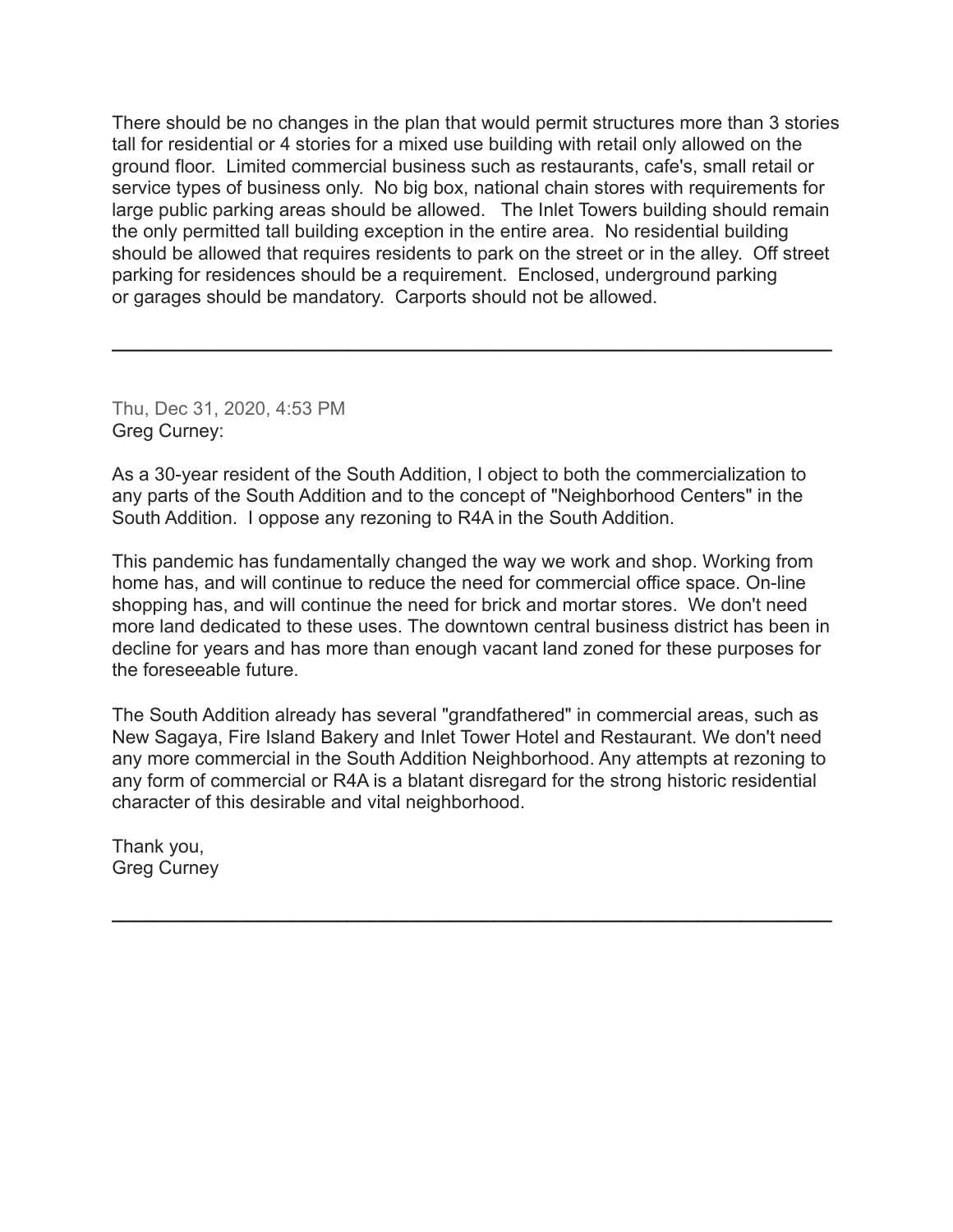There should be no changes in the plan that would permit structures more than 3 stories tall for residential or 4 stories for a mixed use building with retail only allowed on the ground floor.  Limited commercial business such as restaurants, cafe's, small retail or service types of business only.  No big box, national chain stores with requirements for large public parking areas should be allowed.   The Inlet Towers building should remain the only permitted tall building exception in the entire area.  No residential building should be allowed that requires residents to park on the street or in the alley.  Off street parking for residences should be a requirement.  Enclosed, underground parking or garages should be mandatory.  Carports should not be allowed.

---

Thu, Dec 31, 2020, 4:53 PM
Greg Curney:

As a 30-year resident of the South Addition, I object to both the commercialization to any parts of the South Addition and to the concept of "Neighborhood Centers" in the South Addition.  I oppose any rezoning to R4A in the South Addition.

This pandemic has fundamentally changed the way we work and shop. Working from home has, and will continue to reduce the need for commercial office space. On-line shopping has, and will continue the need for brick and mortar stores.  We don't need more land dedicated to these uses. The downtown central business district has been in decline for years and has more than enough vacant land zoned for these purposes for the foreseeable future.

The South Addition already has several "grandfathered" in commercial areas, such as New Sagaya, Fire Island Bakery and Inlet Tower Hotel and Restaurant. We don't need any more commercial in the South Addition Neighborhood. Any attempts at rezoning to any form of commercial or R4A is a blatant disregard for the strong historic residential character of this desirable and vital neighborhood.

Thank you,
Greg Curney

---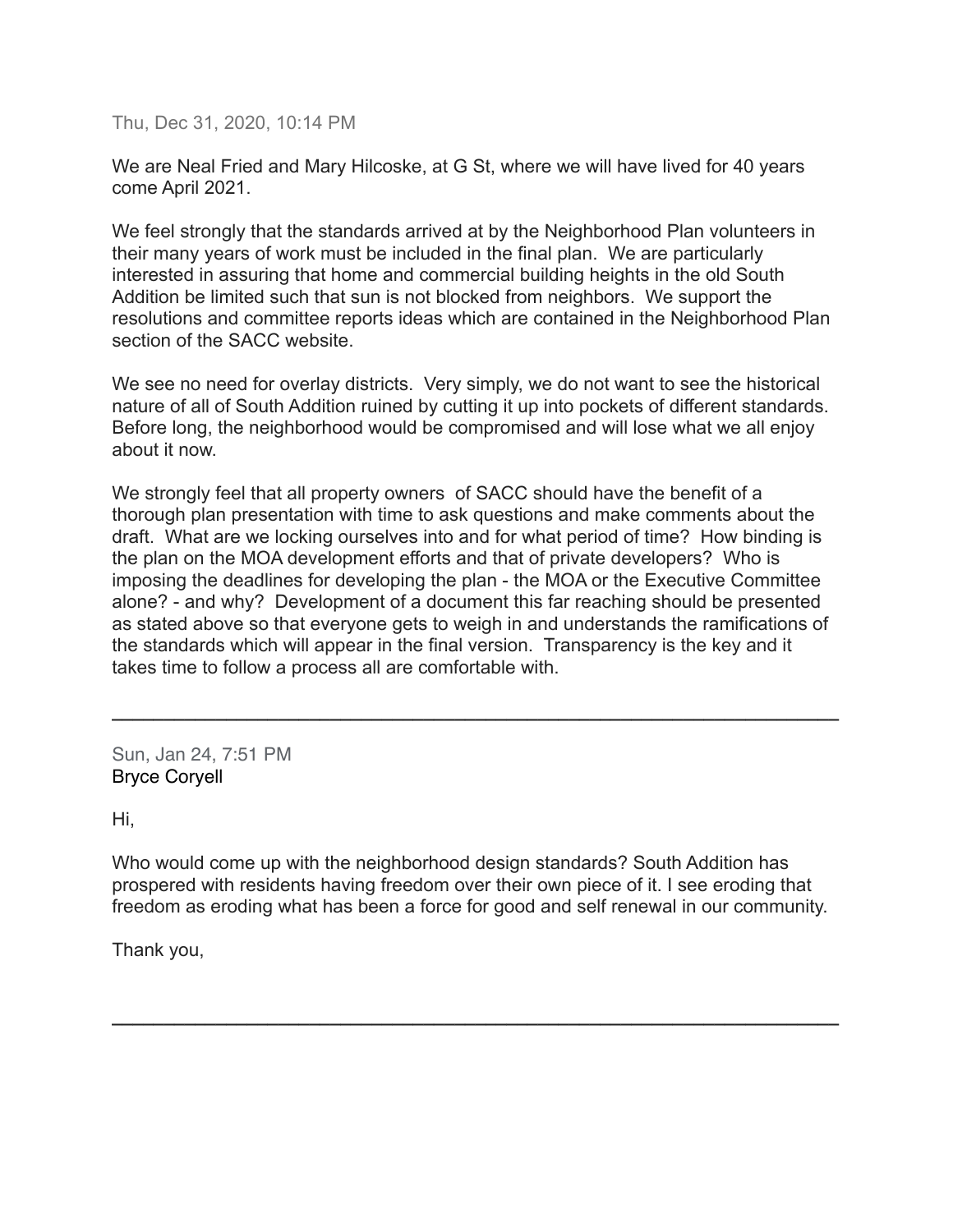Thu, Dec 31, 2020, 10:14 PM

We are Neal Fried and Mary Hilcoske, at G St, where we will have lived for 40 years come April 2021.

We feel strongly that the standards arrived at by the Neighborhood Plan volunteers in their many years of work must be included in the final plan. We are particularly interested in assuring that home and commercial building heights in the old South Addition be limited such that sun is not blocked from neighbors. We support the resolutions and committee reports ideas which are contained in the Neighborhood Plan section of the SACC website.

We see no need for overlay districts. Very simply, we do not want to see the historical nature of all of South Addition ruined by cutting it up into pockets of different standards. Before long, the neighborhood would be compromised and will lose what we all enjoy about it now.

We strongly feel that all property owners of SACC should have the benefit of a thorough plan presentation with time to ask questions and make comments about the draft. What are we locking ourselves into and for what period of time? How binding is the plan on the MOA development efforts and that of private developers? Who is imposing the deadlines for developing the plan - the MOA or the Executive Committee alone? - and why? Development of a document this far reaching should be presented as stated above so that everyone gets to weigh in and understands the ramifications of the standards which will appear in the final version. Transparency is the key and it takes time to follow a process all are comfortable with.

---

Sun, Jan 24, 7:51 PM
Bryce Coryell

Hi,

Who would come up with the neighborhood design standards? South Addition has prospered with residents having freedom over their own piece of it. I see eroding that freedom as eroding what has been a force for good and self renewal in our community.

Thank you,

---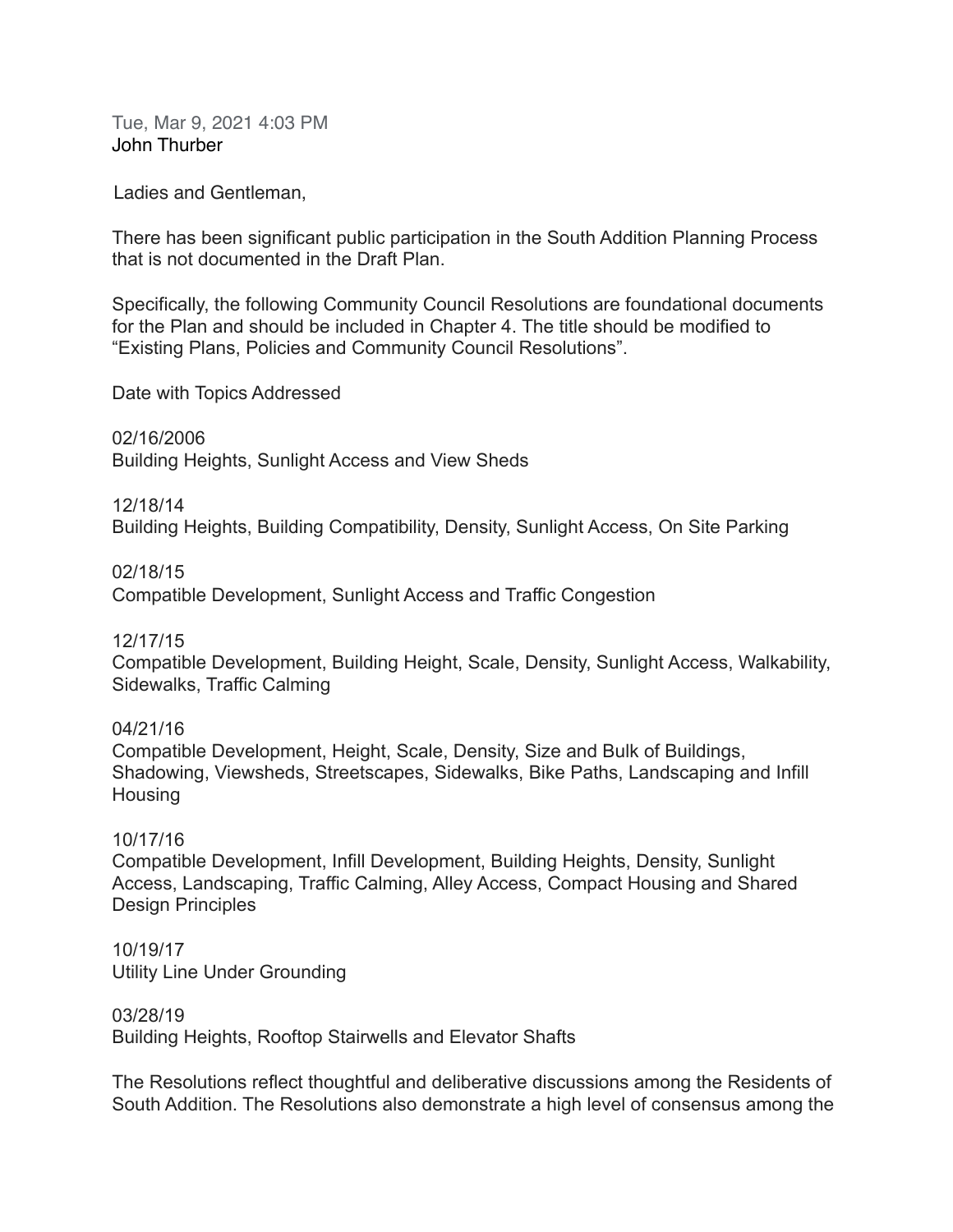Tue, Mar 9, 2021 4:03 PM
John Thurber

Ladies and Gentleman,

There has been significant public participation in the South Addition Planning Process that is not documented in the Draft Plan.

Specifically, the following Community Council Resolutions are foundational documents for the Plan and should be included in Chapter 4. The title should be modified to "Existing Plans, Policies and Community Council Resolutions".

Date with Topics Addressed

02/16/2006
Building Heights, Sunlight Access and View Sheds

12/18/14
Building Heights, Building Compatibility, Density, Sunlight Access, On Site Parking

02/18/15
Compatible Development, Sunlight Access and Traffic Congestion

12/17/15
Compatible Development, Building Height, Scale, Density, Sunlight Access, Walkability, Sidewalks, Traffic Calming

04/21/16
Compatible Development, Height, Scale, Density, Size and Bulk of Buildings, Shadowing, Viewsheds, Streetscapes, Sidewalks, Bike Paths, Landscaping and Infill Housing

10/17/16
Compatible Development, Infill Development, Building Heights, Density, Sunlight Access, Landscaping, Traffic Calming, Alley Access, Compact Housing and Shared Design Principles

10/19/17
Utility Line Under Grounding

03/28/19
Building Heights, Rooftop Stairwells and Elevator Shafts

The Resolutions reflect thoughtful and deliberative discussions among the Residents of South Addition. The Resolutions also demonstrate a high level of consensus among the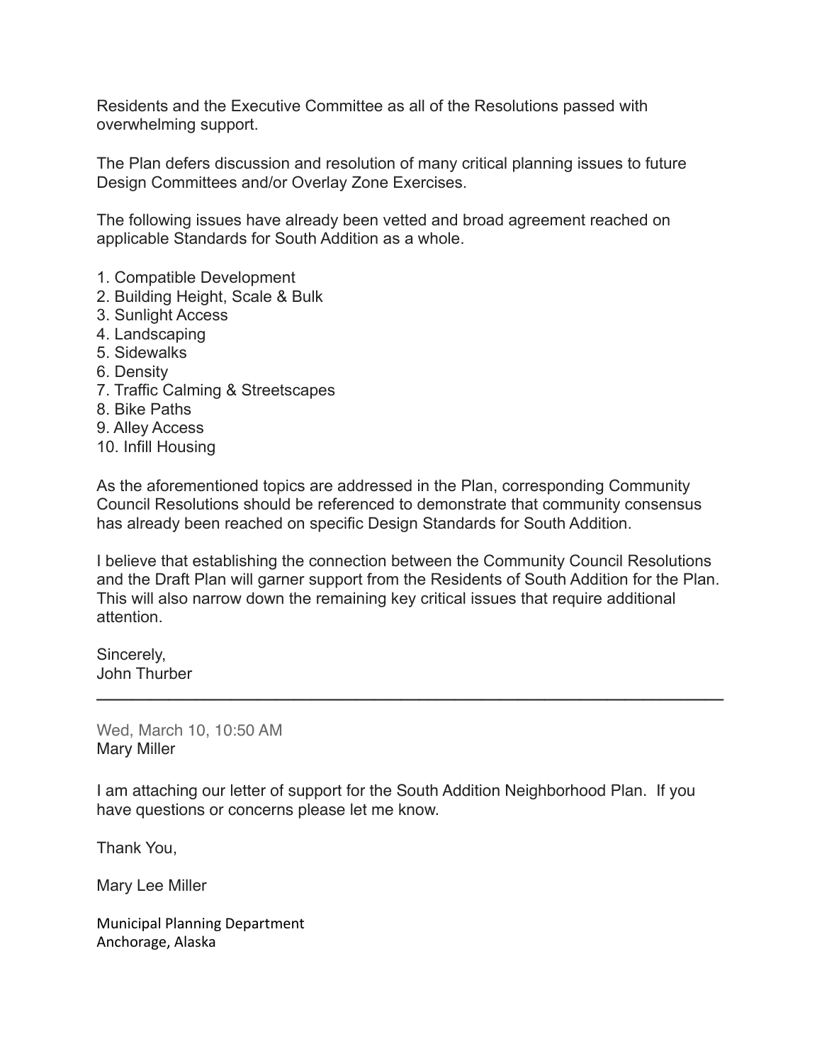Residents and the Executive Committee as all of the Resolutions passed with overwhelming support.

The Plan defers discussion and resolution of many critical planning issues to future Design Committees and/or Overlay Zone Exercises.

The following issues have already been vetted and broad agreement reached on applicable Standards for South Addition as a whole.

1. Compatible Development
2. Building Height, Scale & Bulk
3. Sunlight Access
4. Landscaping
5. Sidewalks
6. Density
7. Traffic Calming & Streetscapes
8. Bike Paths
9. Alley Access
10. Infill Housing

As the aforementioned topics are addressed in the Plan, corresponding Community Council Resolutions should be referenced to demonstrate that community consensus has already been reached on specific Design Standards for South Addition.

I believe that establishing the connection between the Community Council Resolutions and the Draft Plan will garner support from the Residents of South Addition for the Plan. This will also narrow down the remaining key critical issues that require additional attention.

Sincerely,
John Thurber

---

Wed, March 10, 10:50 AM
Mary Miller

I am attaching our letter of support for the South Addition Neighborhood Plan. If you have questions or concerns please let me know.

Thank You,

Mary Lee Miller

Municipal Planning Department
Anchorage, Alaska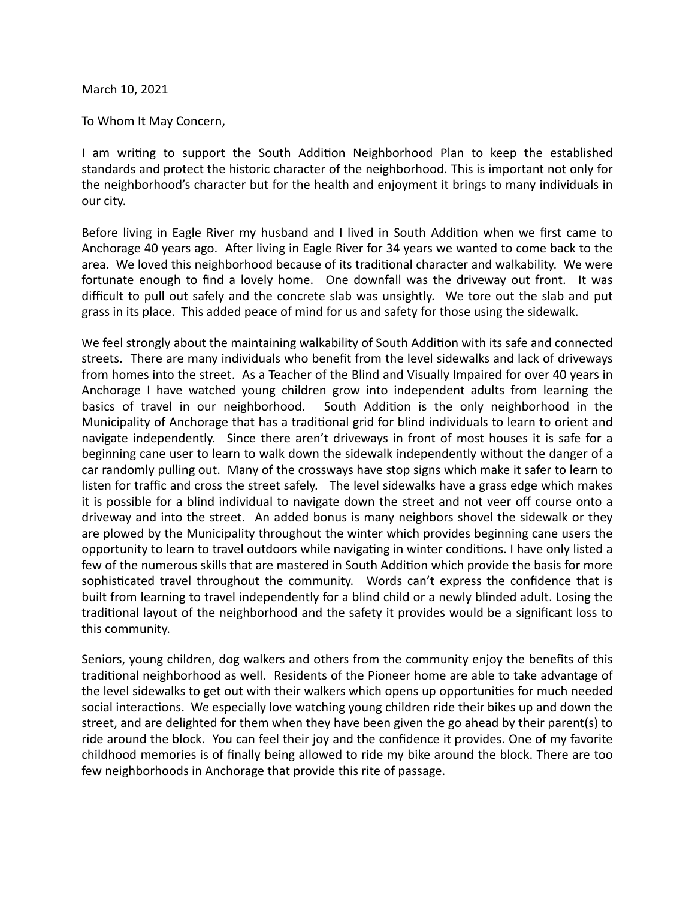March 10, 2021

To Whom It May Concern,

I am writing to support the South Addition Neighborhood Plan to keep the established standards and protect the historic character of the neighborhood. This is important not only for the neighborhood's character but for the health and enjoyment it brings to many individuals in our city.

Before living in Eagle River my husband and I lived in South Addition when we first came to Anchorage 40 years ago. After living in Eagle River for 34 years we wanted to come back to the area. We loved this neighborhood because of its traditional character and walkability. We were fortunate enough to find a lovely home. One downfall was the driveway out front. It was difficult to pull out safely and the concrete slab was unsightly. We tore out the slab and put grass in its place. This added peace of mind for us and safety for those using the sidewalk.

We feel strongly about the maintaining walkability of South Addition with its safe and connected streets. There are many individuals who benefit from the level sidewalks and lack of driveways from homes into the street. As a Teacher of the Blind and Visually Impaired for over 40 years in Anchorage I have watched young children grow into independent adults from learning the basics of travel in our neighborhood. South Addition is the only neighborhood in the Municipality of Anchorage that has a traditional grid for blind individuals to learn to orient and navigate independently. Since there aren't driveways in front of most houses it is safe for a beginning cane user to learn to walk down the sidewalk independently without the danger of a car randomly pulling out. Many of the crossways have stop signs which make it safer to learn to listen for traffic and cross the street safely. The level sidewalks have a grass edge which makes it is possible for a blind individual to navigate down the street and not veer off course onto a driveway and into the street. An added bonus is many neighbors shovel the sidewalk or they are plowed by the Municipality throughout the winter which provides beginning cane users the opportunity to learn to travel outdoors while navigating in winter conditions. I have only listed a few of the numerous skills that are mastered in South Addition which provide the basis for more sophisticated travel throughout the community. Words can't express the confidence that is built from learning to travel independently for a blind child or a newly blinded adult. Losing the traditional layout of the neighborhood and the safety it provides would be a significant loss to this community.

Seniors, young children, dog walkers and others from the community enjoy the benefits of this traditional neighborhood as well. Residents of the Pioneer home are able to take advantage of the level sidewalks to get out with their walkers which opens up opportunities for much needed social interactions. We especially love watching young children ride their bikes up and down the street, and are delighted for them when they have been given the go ahead by their parent(s) to ride around the block. You can feel their joy and the confidence it provides. One of my favorite childhood memories is of finally being allowed to ride my bike around the block. There are too few neighborhoods in Anchorage that provide this rite of passage.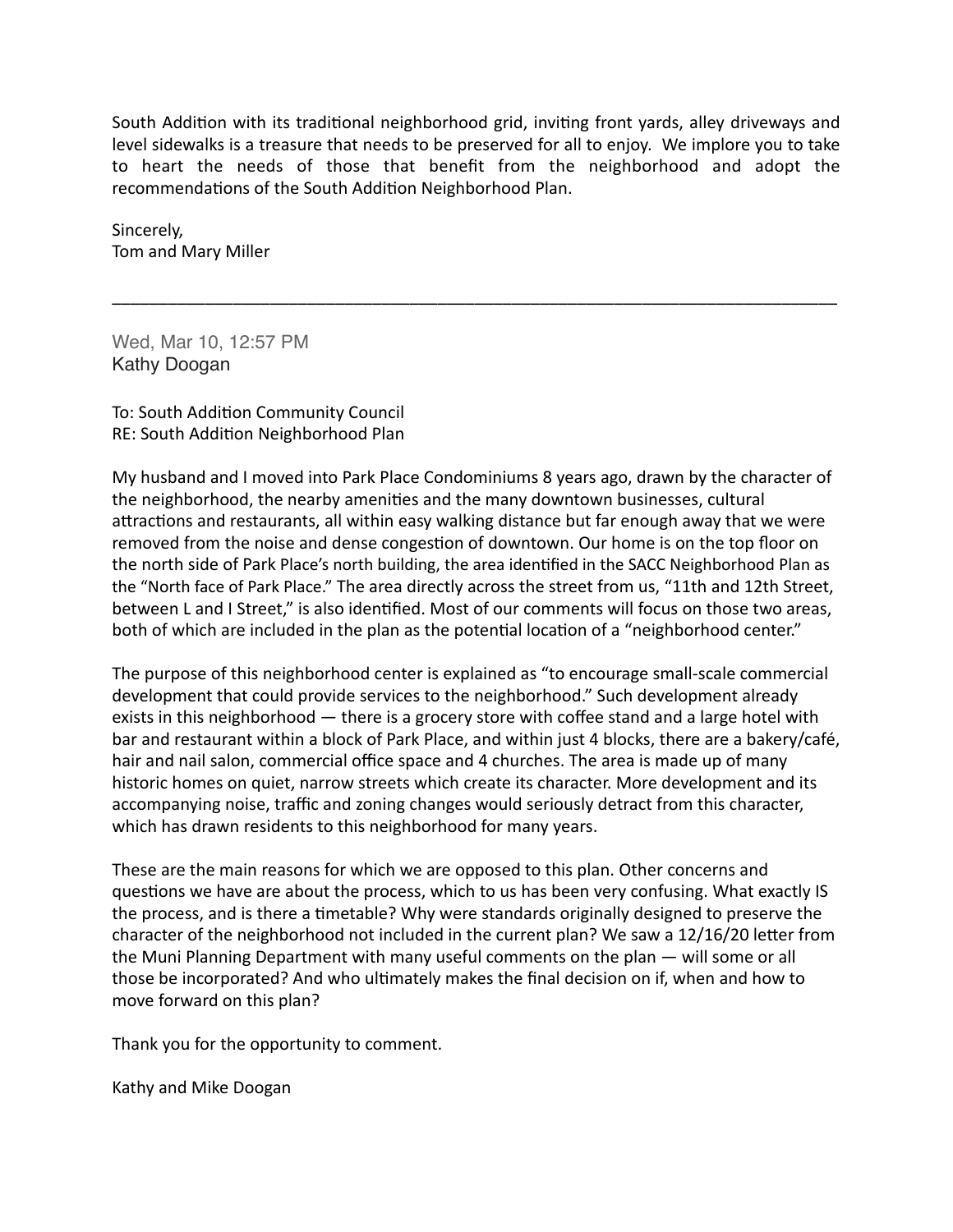South Addition with its traditional neighborhood grid, inviting front yards, alley driveways and level sidewalks is a treasure that needs to be preserved for all to enjoy. We implore you to take to heart the needs of those that benefit from the neighborhood and adopt the recommendations of the South Addition Neighborhood Plan.

Sincerely,
Tom and Mary Miller

---

Wed, Mar 10, 12:57 PM
Kathy Doogan

To: South Addition Community Council
RE: South Addition Neighborhood Plan

My husband and I moved into Park Place Condominiums 8 years ago, drawn by the character of the neighborhood, the nearby amenities and the many downtown businesses, cultural attractions and restaurants, all within easy walking distance but far enough away that we were removed from the noise and dense congestion of downtown. Our home is on the top floor on the north side of Park Place's north building, the area identified in the SACC Neighborhood Plan as the "North face of Park Place." The area directly across the street from us, "11th and 12th Street, between L and I Street," is also identified. Most of our comments will focus on those two areas, both of which are included in the plan as the potential location of a "neighborhood center."

The purpose of this neighborhood center is explained as "to encourage small-scale commercial development that could provide services to the neighborhood." Such development already exists in this neighborhood — there is a grocery store with coffee stand and a large hotel with bar and restaurant within a block of Park Place, and within just 4 blocks, there are a bakery/café, hair and nail salon, commercial office space and 4 churches. The area is made up of many historic homes on quiet, narrow streets which create its character. More development and its accompanying noise, traffic and zoning changes would seriously detract from this character, which has drawn residents to this neighborhood for many years.

These are the main reasons for which we are opposed to this plan. Other concerns and questions we have are about the process, which to us has been very confusing. What exactly IS the process, and is there a timetable? Why were standards originally designed to preserve the character of the neighborhood not included in the current plan? We saw a 12/16/20 letter from the Muni Planning Department with many useful comments on the plan — will some or all those be incorporated? And who ultimately makes the final decision on if, when and how to move forward on this plan?

Thank you for the opportunity to comment.

Kathy and Mike Doogan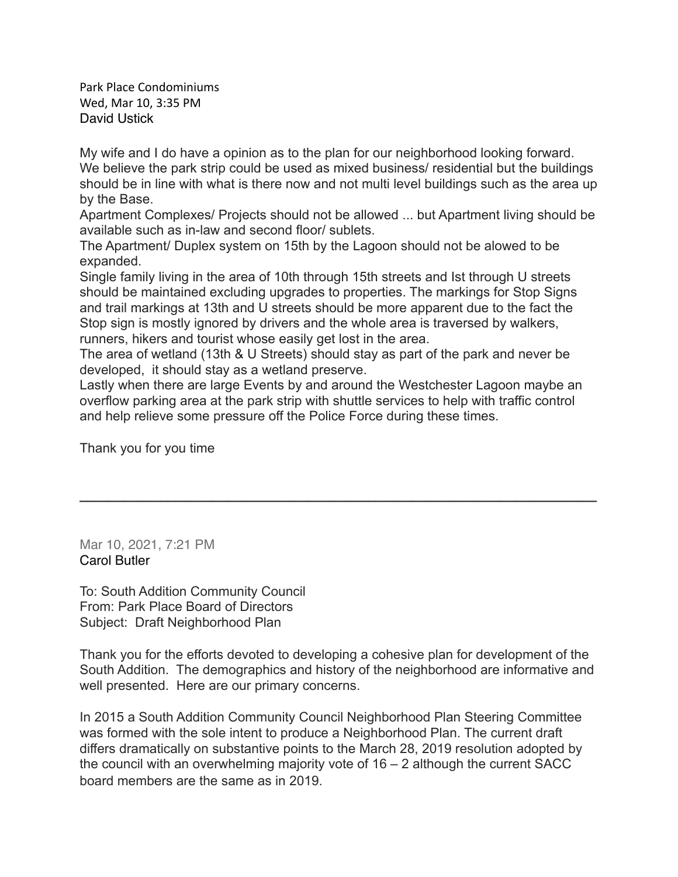Park Place Condominiums
Wed, Mar 10, 3:35 PM
David Ustick

My wife and I do have a opinion as to the plan for our neighborhood looking forward. We believe the park strip could be used as mixed business/ residential but the buildings should be in line with what is there now and not multi level buildings such as the area up by the Base.
Apartment Complexes/ Projects should not be allowed ... but Apartment living should be available such as in-law and second floor/ sublets.
The Apartment/ Duplex system on 15th by the Lagoon should not be alowed to be expanded.
Single family living in the area of 10th through 15th streets and Ist through U streets should be maintained excluding upgrades to properties. The markings for Stop Signs and trail markings at 13th and U streets should be more apparent due to the fact the Stop sign is mostly ignored by drivers and the whole area is traversed by walkers, runners, hikers and tourist whose easily get lost in the area.
The area of wetland (13th & U Streets) should stay as part of the park and never be developed, it should stay as a wetland preserve.
Lastly when there are large Events by and around the Westchester Lagoon maybe an overflow parking area at the park strip with shuttle services to help with traffic control and help relieve some pressure off the Police Force during these times.

Thank you for you time

---

Mar 10, 2021, 7:21 PM
Carol Butler

To: South Addition Community Council
From: Park Place Board of Directors
Subject: Draft Neighborhood Plan

Thank you for the efforts devoted to developing a cohesive plan for development of the South Addition. The demographics and history of the neighborhood are informative and well presented. Here are our primary concerns.

In 2015 a South Addition Community Council Neighborhood Plan Steering Committee was formed with the sole intent to produce a Neighborhood Plan. The current draft differs dramatically on substantive points to the March 28, 2019 resolution adopted by the council with an overwhelming majority vote of 16 – 2 although the current SACC board members are the same as in 2019.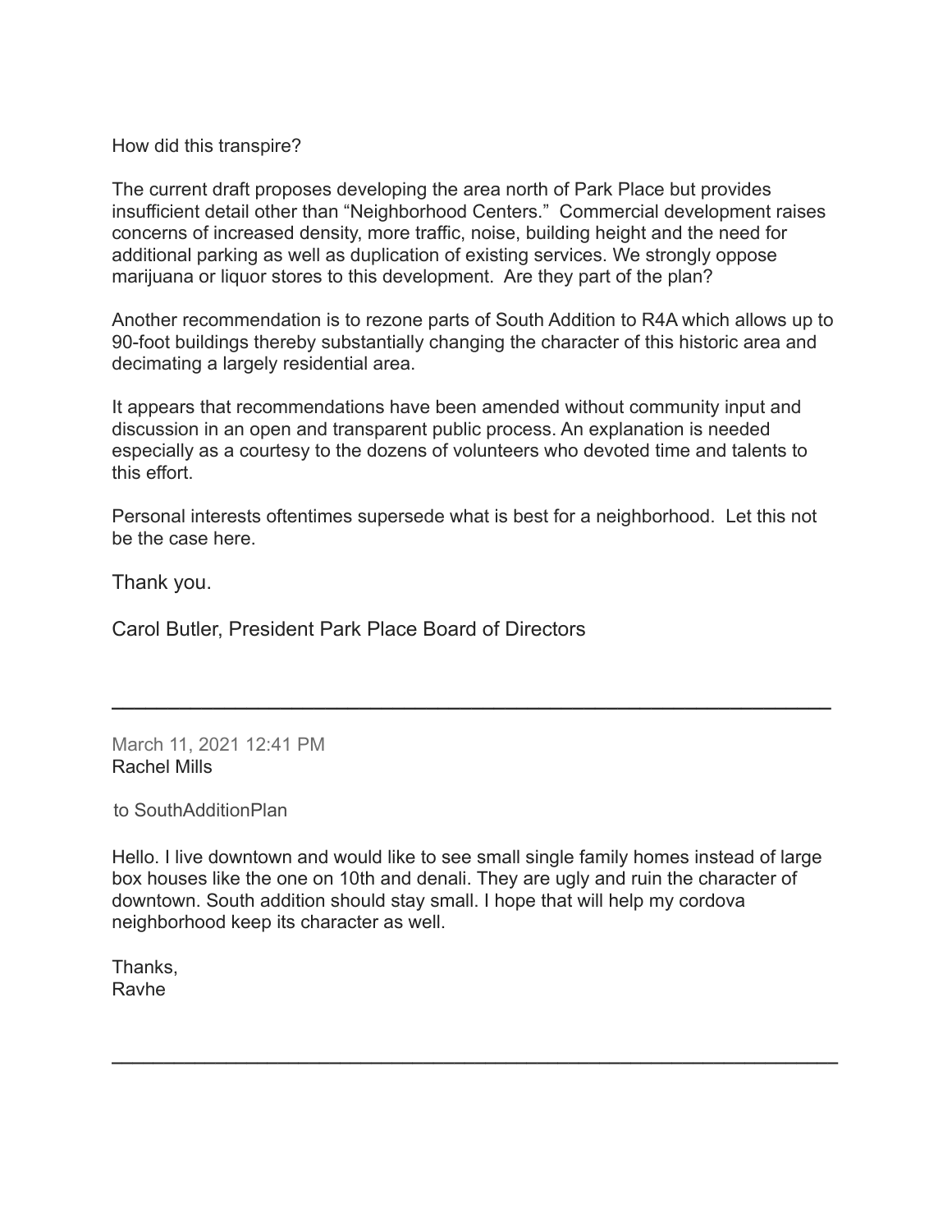How did this transpire?

The current draft proposes developing the area north of Park Place but provides insufficient detail other than "Neighborhood Centers." Commercial development raises concerns of increased density, more traffic, noise, building height and the need for additional parking as well as duplication of existing services. We strongly oppose marijuana or liquor stores to this development. Are they part of the plan?

Another recommendation is to rezone parts of South Addition to R4A which allows up to 90-foot buildings thereby substantially changing the character of this historic area and decimating a largely residential area.

It appears that recommendations have been amended without community input and discussion in an open and transparent public process. An explanation is needed especially as a courtesy to the dozens of volunteers who devoted time and talents to this effort.

Personal interests oftentimes supersede what is best for a neighborhood. Let this not be the case here.

Thank you.

Carol Butler, President Park Place Board of Directors

---

March 11, 2021 12:41 PM
Rachel Mills

to SouthAdditionPlan

Hello. I live downtown and would like to see small single family homes instead of large box houses like the one on 10th and denali. They are ugly and ruin the character of downtown. South addition should stay small. I hope that will help my cordova neighborhood keep its character as well.

Thanks,
Ravhe

---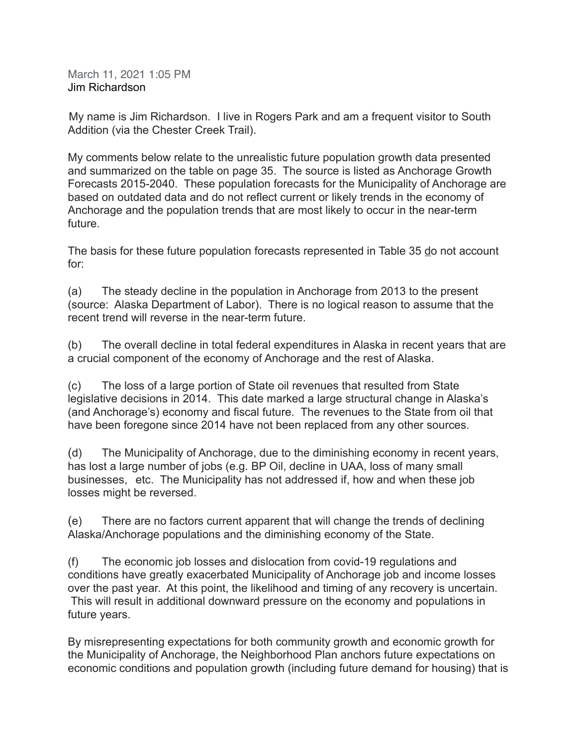March 11, 2021 1:05 PM
Jim Richardson

My name is Jim Richardson. I live in Rogers Park and am a frequent visitor to South Addition (via the Chester Creek Trail).

My comments below relate to the unrealistic future population growth data presented and summarized on the table on page 35. The source is listed as Anchorage Growth Forecasts 2015-2040. These population forecasts for the Municipality of Anchorage are based on outdated data and do not reflect current or likely trends in the economy of Anchorage and the population trends that are most likely to occur in the near-term future.

The basis for these future population forecasts represented in Table 35 do not account for:

(a) The steady decline in the population in Anchorage from 2013 to the present (source: Alaska Department of Labor). There is no logical reason to assume that the recent trend will reverse in the near-term future.

(b) The overall decline in total federal expenditures in Alaska in recent years that are a crucial component of the economy of Anchorage and the rest of Alaska.

(c) The loss of a large portion of State oil revenues that resulted from State legislative decisions in 2014. This date marked a large structural change in Alaska's (and Anchorage's) economy and fiscal future. The revenues to the State from oil that have been foregone since 2014 have not been replaced from any other sources.

(d) The Municipality of Anchorage, due to the diminishing economy in recent years, has lost a large number of jobs (e.g. BP Oil, decline in UAA, loss of many small businesses, etc. The Municipality has not addressed if, how and when these job losses might be reversed.

(e) There are no factors current apparent that will change the trends of declining Alaska/Anchorage populations and the diminishing economy of the State.

(f) The economic job losses and dislocation from covid-19 regulations and conditions have greatly exacerbated Municipality of Anchorage job and income losses over the past year. At this point, the likelihood and timing of any recovery is uncertain. This will result in additional downward pressure on the economy and populations in future years.

By misrepresenting expectations for both community growth and economic growth for the Municipality of Anchorage, the Neighborhood Plan anchors future expectations on economic conditions and population growth (including future demand for housing) that is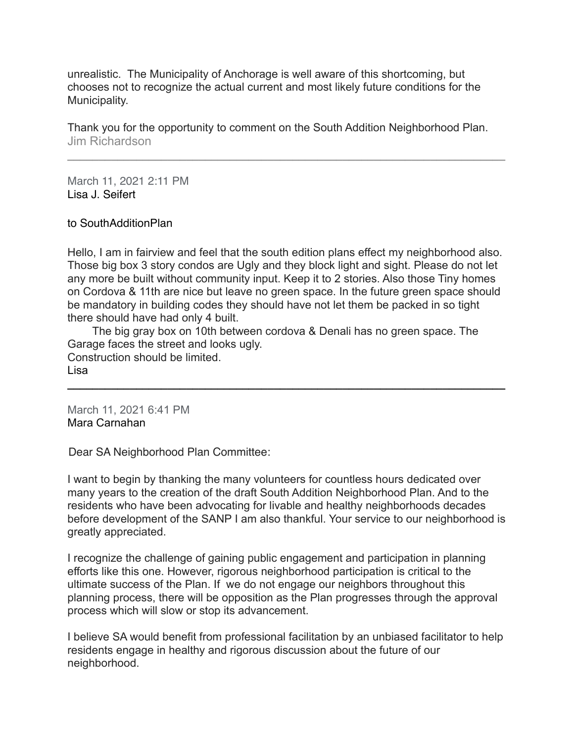unrealistic. The Municipality of Anchorage is well aware of this shortcoming, but chooses not to recognize the actual current and most likely future conditions for the Municipality.

Thank you for the opportunity to comment on the South Addition Neighborhood Plan.
Jim Richardson

---

March 11, 2021 2:11 PM
Lisa J. Seifert

to SouthAdditionPlan

Hello, I am in fairview and feel that the south edition plans effect my neighborhood also. Those big box 3 story condos are Ugly and they block light and sight. Please do not let any more be built without community input. Keep it to 2 stories. Also those Tiny homes on Cordova & 11th are nice but leave no green space. In the future green space should be mandatory in building codes they should have not let them be packed in so tight there should have had only 4 built.

The big gray box on 10th between cordova & Denali has no green space. The Garage faces the street and looks ugly.
Construction should be limited.
Lisa

---

March 11, 2021 6:41 PM
Mara Carnahan

Dear SA Neighborhood Plan Committee:

I want to begin by thanking the many volunteers for countless hours dedicated over many years to the creation of the draft South Addition Neighborhood Plan. And to the residents who have been advocating for livable and healthy neighborhoods decades before development of the SANP I am also thankful. Your service to our neighborhood is greatly appreciated.

I recognize the challenge of gaining public engagement and participation in planning efforts like this one. However, rigorous neighborhood participation is critical to the ultimate success of the Plan. If we do not engage our neighbors throughout this planning process, there will be opposition as the Plan progresses through the approval process which will slow or stop its advancement.

I believe SA would benefit from professional facilitation by an unbiased facilitator to help residents engage in healthy and rigorous discussion about the future of our neighborhood.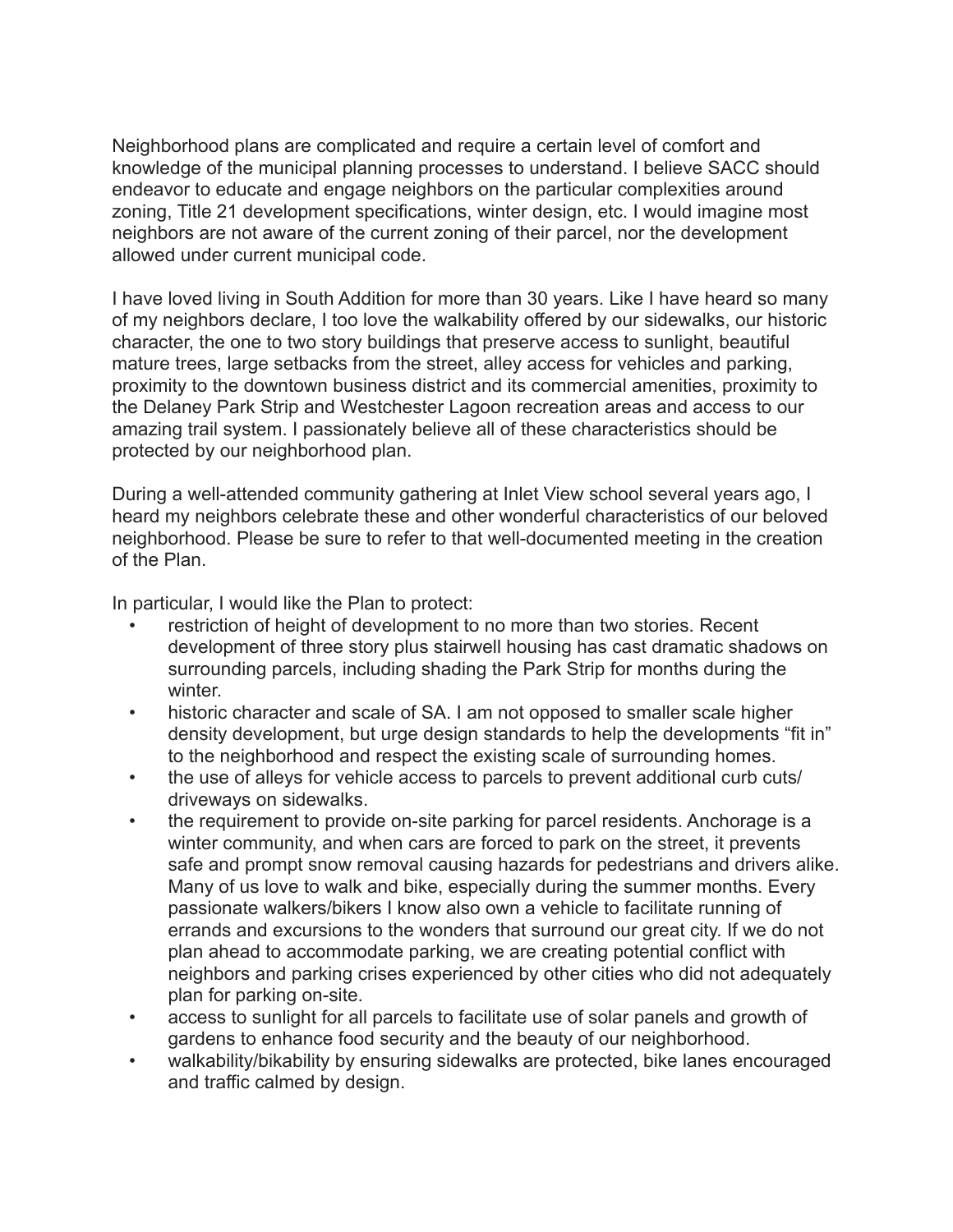Neighborhood plans are complicated and require a certain level of comfort and knowledge of the municipal planning processes to understand. I believe SACC should endeavor to educate and engage neighbors on the particular complexities around zoning, Title 21 development specifications, winter design, etc. I would imagine most neighbors are not aware of the current zoning of their parcel, nor the development allowed under current municipal code.

I have loved living in South Addition for more than 30 years. Like I have heard so many of my neighbors declare, I too love the walkability offered by our sidewalks, our historic character, the one to two story buildings that preserve access to sunlight, beautiful mature trees, large setbacks from the street, alley access for vehicles and parking, proximity to the downtown business district and its commercial amenities, proximity to the Delaney Park Strip and Westchester Lagoon recreation areas and access to our amazing trail system. I passionately believe all of these characteristics should be protected by our neighborhood plan.

During a well-attended community gathering at Inlet View school several years ago, I heard my neighbors celebrate these and other wonderful characteristics of our beloved neighborhood. Please be sure to refer to that well-documented meeting in the creation of the Plan.

In particular, I would like the Plan to protect:

- restriction of height of development to no more than two stories. Recent development of three story plus stairwell housing has cast dramatic shadows on surrounding parcels, including shading the Park Strip for months during the winter.
- historic character and scale of SA. I am not opposed to smaller scale higher density development, but urge design standards to help the developments "fit in" to the neighborhood and respect the existing scale of surrounding homes.
- the use of alleys for vehicle access to parcels to prevent additional curb cuts/ driveways on sidewalks.
- the requirement to provide on-site parking for parcel residents. Anchorage is a winter community, and when cars are forced to park on the street, it prevents safe and prompt snow removal causing hazards for pedestrians and drivers alike. Many of us love to walk and bike, especially during the summer months. Every passionate walkers/bikers I know also own a vehicle to facilitate running of errands and excursions to the wonders that surround our great city. If we do not plan ahead to accommodate parking, we are creating potential conflict with neighbors and parking crises experienced by other cities who did not adequately plan for parking on-site.
- access to sunlight for all parcels to facilitate use of solar panels and growth of gardens to enhance food security and the beauty of our neighborhood.
- walkability/bikability by ensuring sidewalks are protected, bike lanes encouraged and traffic calmed by design.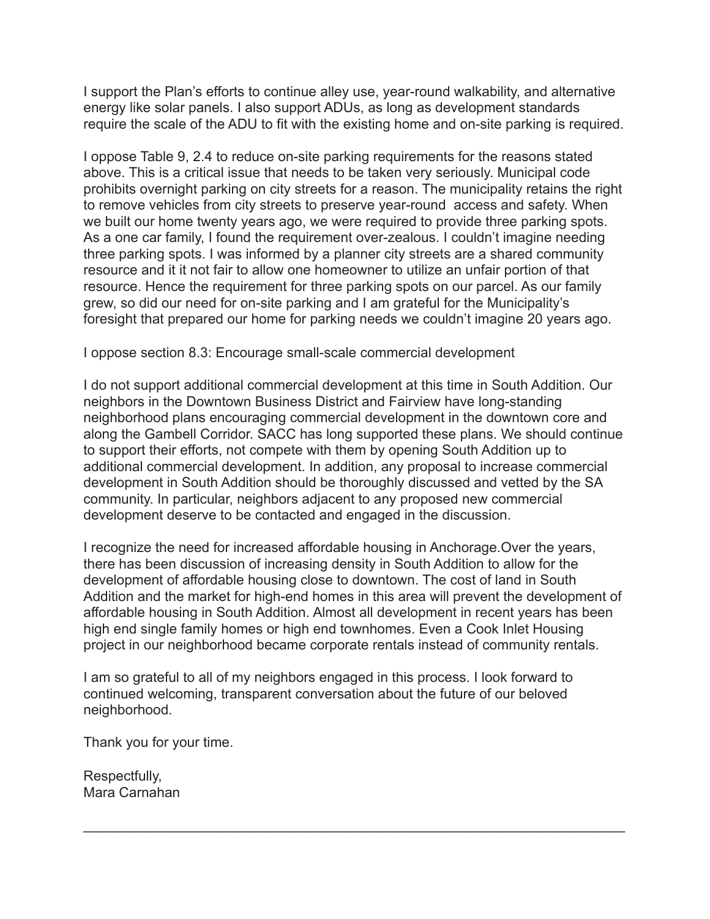I support the Plan's efforts to continue alley use, year-round walkability, and alternative energy like solar panels. I also support ADUs, as long as development standards require the scale of the ADU to fit with the existing home and on-site parking is required.

I oppose Table 9, 2.4 to reduce on-site parking requirements for the reasons stated above. This is a critical issue that needs to be taken very seriously. Municipal code prohibits overnight parking on city streets for a reason. The municipality retains the right to remove vehicles from city streets to preserve year-round  access and safety. When we built our home twenty years ago, we were required to provide three parking spots. As a one car family, I found the requirement over-zealous. I couldn't imagine needing three parking spots. I was informed by a planner city streets are a shared community resource and it it not fair to allow one homeowner to utilize an unfair portion of that resource. Hence the requirement for three parking spots on our parcel. As our family grew, so did our need for on-site parking and I am grateful for the Municipality's foresight that prepared our home for parking needs we couldn't imagine 20 years ago.

I oppose section 8.3: Encourage small-scale commercial development

I do not support additional commercial development at this time in South Addition. Our neighbors in the Downtown Business District and Fairview have long-standing neighborhood plans encouraging commercial development in the downtown core and along the Gambell Corridor. SACC has long supported these plans. We should continue to support their efforts, not compete with them by opening South Addition up to additional commercial development. In addition, any proposal to increase commercial development in South Addition should be thoroughly discussed and vetted by the SA community. In particular, neighbors adjacent to any proposed new commercial development deserve to be contacted and engaged in the discussion.

I recognize the need for increased affordable housing in Anchorage.Over the years, there has been discussion of increasing density in South Addition to allow for the development of affordable housing close to downtown. The cost of land in South Addition and the market for high-end homes in this area will prevent the development of affordable housing in South Addition. Almost all development in recent years has been high end single family homes or high end townhomes. Even a Cook Inlet Housing project in our neighborhood became corporate rentals instead of community rentals.

I am so grateful to all of my neighbors engaged in this process. I look forward to continued welcoming, transparent conversation about the future of our beloved neighborhood.

Thank you for your time.

Respectfully,  
Mara Carnahan

---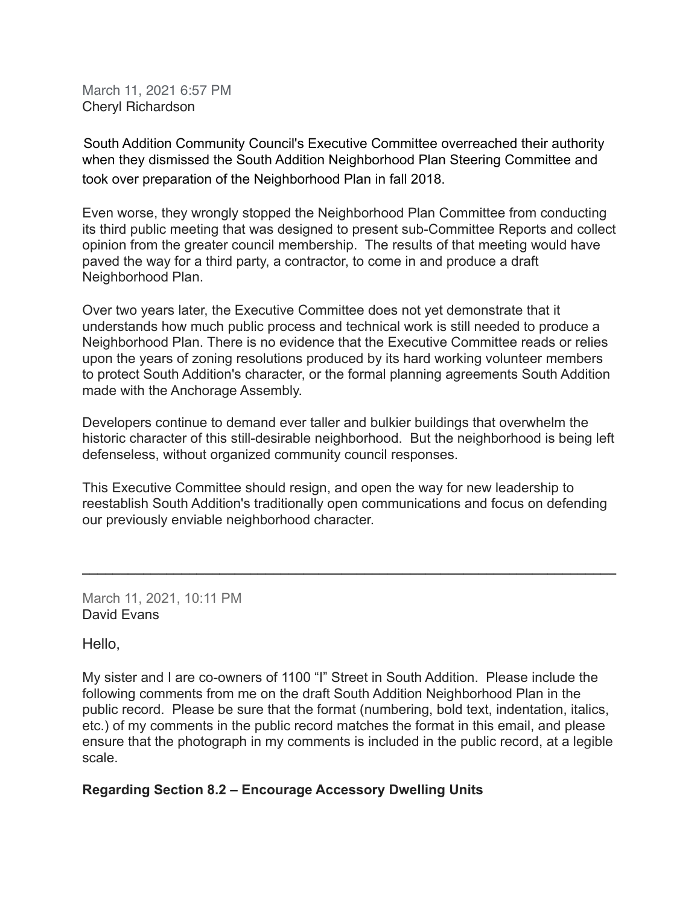March 11, 2021 6:57 PM
Cheryl Richardson

South Addition Community Council's Executive Committee overreached their authority when they dismissed the South Addition Neighborhood Plan Steering Committee and took over preparation of the Neighborhood Plan in fall 2018.

Even worse, they wrongly stopped the Neighborhood Plan Committee from conducting its third public meeting that was designed to present sub-Committee Reports and collect opinion from the greater council membership. The results of that meeting would have paved the way for a third party, a contractor, to come in and produce a draft Neighborhood Plan.

Over two years later, the Executive Committee does not yet demonstrate that it understands how much public process and technical work is still needed to produce a Neighborhood Plan. There is no evidence that the Executive Committee reads or relies upon the years of zoning resolutions produced by its hard working volunteer members to protect South Addition's character, or the formal planning agreements South Addition made with the Anchorage Assembly.

Developers continue to demand ever taller and bulkier buildings that overwhelm the historic character of this still-desirable neighborhood. But the neighborhood is being left defenseless, without organized community council responses.

This Executive Committee should resign, and open the way for new leadership to reestablish South Addition's traditionally open communications and focus on defending our previously enviable neighborhood character.

---

March 11, 2021, 10:11 PM
David Evans

Hello,

My sister and I are co-owners of 1100 “I” Street in South Addition. Please include the following comments from me on the draft South Addition Neighborhood Plan in the public record. Please be sure that the format (numbering, bold text, indentation, italics, etc.) of my comments in the public record matches the format in this email, and please ensure that the photograph in my comments is included in the public record, at a legible scale.

**Regarding Section 8.2 – Encourage Accessory Dwelling Units**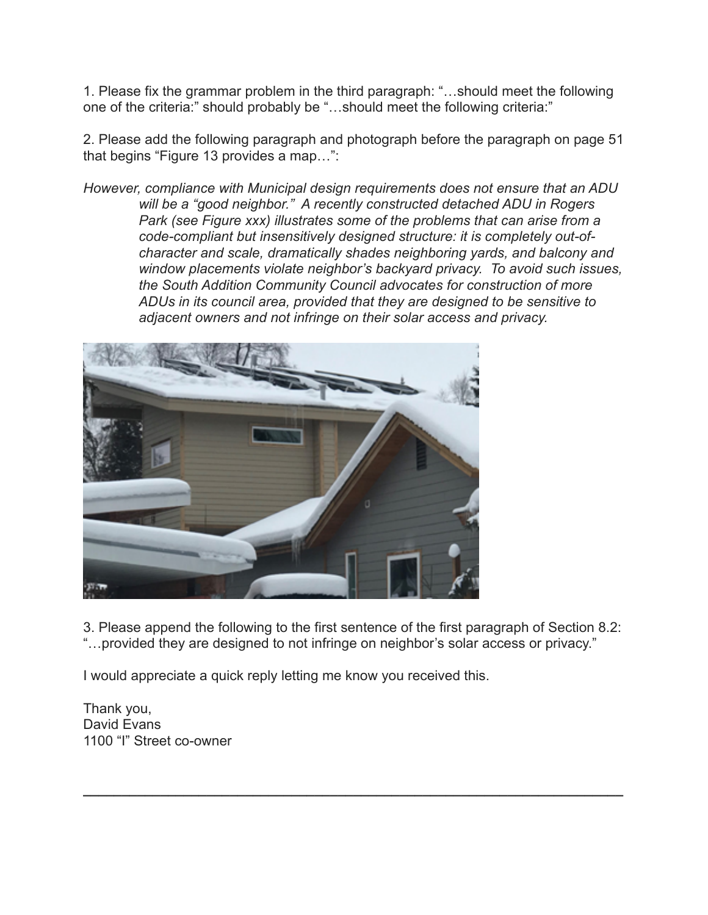1. Please fix the grammar problem in the third paragraph: "…should meet the following one of the criteria:" should probably be "…should meet the following criteria:"

2. Please add the following paragraph and photograph before the paragraph on page 51 that begins "Figure 13 provides a map…":

> *However, compliance with Municipal design requirements does not ensure that an ADU will be a "good neighbor." A recently constructed detached ADU in Rogers Park (see Figure xxx) illustrates some of the problems that can arise from a code-compliant but insensitively designed structure: it is completely out-of-character and scale, dramatically shades neighboring yards, and balcony and window placements violate neighbor's backyard privacy. To avoid such issues, the South Addition Community Council advocates for construction of more ADUs in its council area, provided that they are designed to be sensitive to adjacent owners and not infringe on their solar access and privacy.*

3. Please append the following to the first sentence of the first paragraph of Section 8.2: "…provided they are designed to not infringe on neighbor's solar access or privacy."

I would appreciate a quick reply letting me know you received this.

Thank you,
David Evans
1100 "I" Street co-owner

---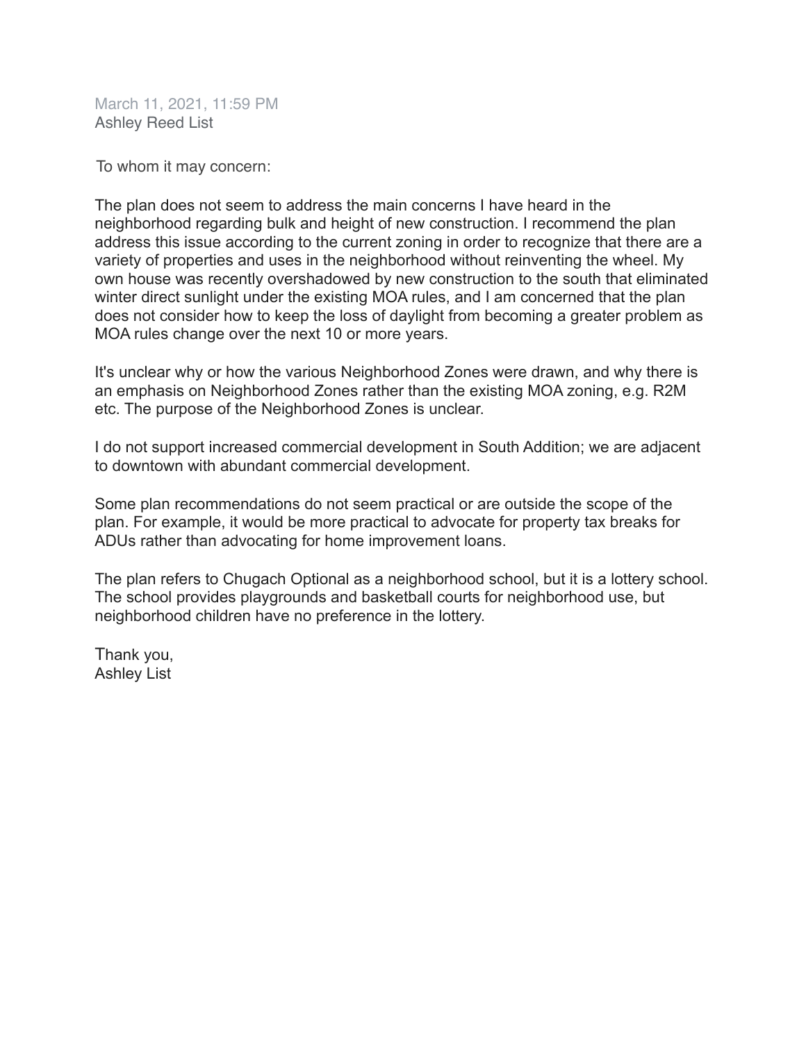March 11, 2021, 11:59 PM
Ashley Reed List

To whom it may concern:

The plan does not seem to address the main concerns I have heard in the neighborhood regarding bulk and height of new construction. I recommend the plan address this issue according to the current zoning in order to recognize that there are a variety of properties and uses in the neighborhood without reinventing the wheel. My own house was recently overshadowed by new construction to the south that eliminated winter direct sunlight under the existing MOA rules, and I am concerned that the plan does not consider how to keep the loss of daylight from becoming a greater problem as MOA rules change over the next 10 or more years.

It's unclear why or how the various Neighborhood Zones were drawn, and why there is an emphasis on Neighborhood Zones rather than the existing MOA zoning, e.g. R2M etc. The purpose of the Neighborhood Zones is unclear.

I do not support increased commercial development in South Addition; we are adjacent to downtown with abundant commercial development.

Some plan recommendations do not seem practical or are outside the scope of the plan. For example, it would be more practical to advocate for property tax breaks for ADUs rather than advocating for home improvement loans.

The plan refers to Chugach Optional as a neighborhood school, but it is a lottery school. The school provides playgrounds and basketball courts for neighborhood use, but neighborhood children have no preference in the lottery.

Thank you,
Ashley List